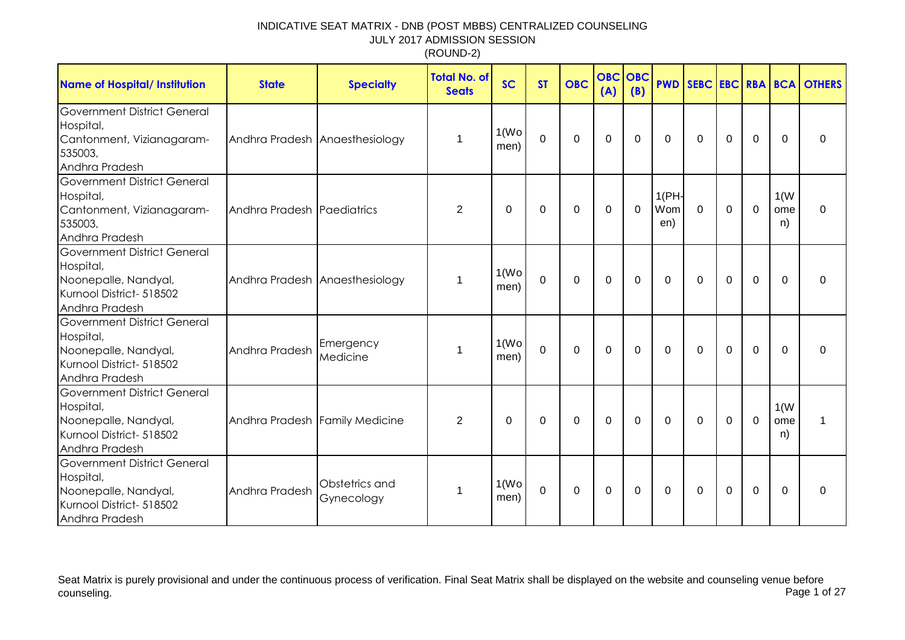# INDICATIVE SEAT MATRIX - DNB (POST MBBS) CENTRALIZED COUNSELING

JULY 2017 ADMISSION SESSION

(ROUND-2)

| Name of Hospital/ Institution | State | Specialty | Total No. of Seats | SC | ST | OBC | OBC (A) | OBC (B) | PWD | SEBC | EBC | RBA | BCA | OTHERS |
|---|---|---|---|---|---|---|---|---|---|---|---|---|---|---|
| Government District General Hospital, Cantonment, Vizianagaram-535003, Andhra Pradesh | Andhra Pradesh | Anaesthesiology | 1 | 1(Women) | 0 | 0 | 0 | 0 | 0 | 0 | 0 | 0 | 0 | 0 |
| Government District General Hospital, Cantonment, Vizianagaram-535003, Andhra Pradesh | Andhra Pradesh | Paediatrics | 2 | 0 | 0 | 0 | 0 | 0 | 1(PH-Women) | 0 | 0 | 0 | 1(Women) | 0 |
| Government District General Hospital, Noonepalle, Nandyal, Kurnool District- 518502 Andhra Pradesh | Andhra Pradesh | Anaesthesiology | 1 | 1(Women) | 0 | 0 | 0 | 0 | 0 | 0 | 0 | 0 | 0 | 0 |
| Government District General Hospital, Noonepalle, Nandyal, Kurnool District- 518502 Andhra Pradesh | Andhra Pradesh | Emergency Medicine | 1 | 1(Women) | 0 | 0 | 0 | 0 | 0 | 0 | 0 | 0 | 0 | 0 |
| Government District General Hospital, Noonepalle, Nandyal, Kurnool District- 518502 Andhra Pradesh | Andhra Pradesh | Family Medicine | 2 | 0 | 0 | 0 | 0 | 0 | 0 | 0 | 0 | 0 | 1(Women) | 1 |
| Government District General Hospital, Noonepalle, Nandyal, Kurnool District- 518502 Andhra Pradesh | Andhra Pradesh | Obstetrics and Gynecology | 1 | 1(Women) | 0 | 0 | 0 | 0 | 0 | 0 | 0 | 0 | 0 | 0 |

Seat Matrix is purely provisional and under the continuous process of verification. Final Seat Matrix shall be displayed on the website and counseling venue before counseling.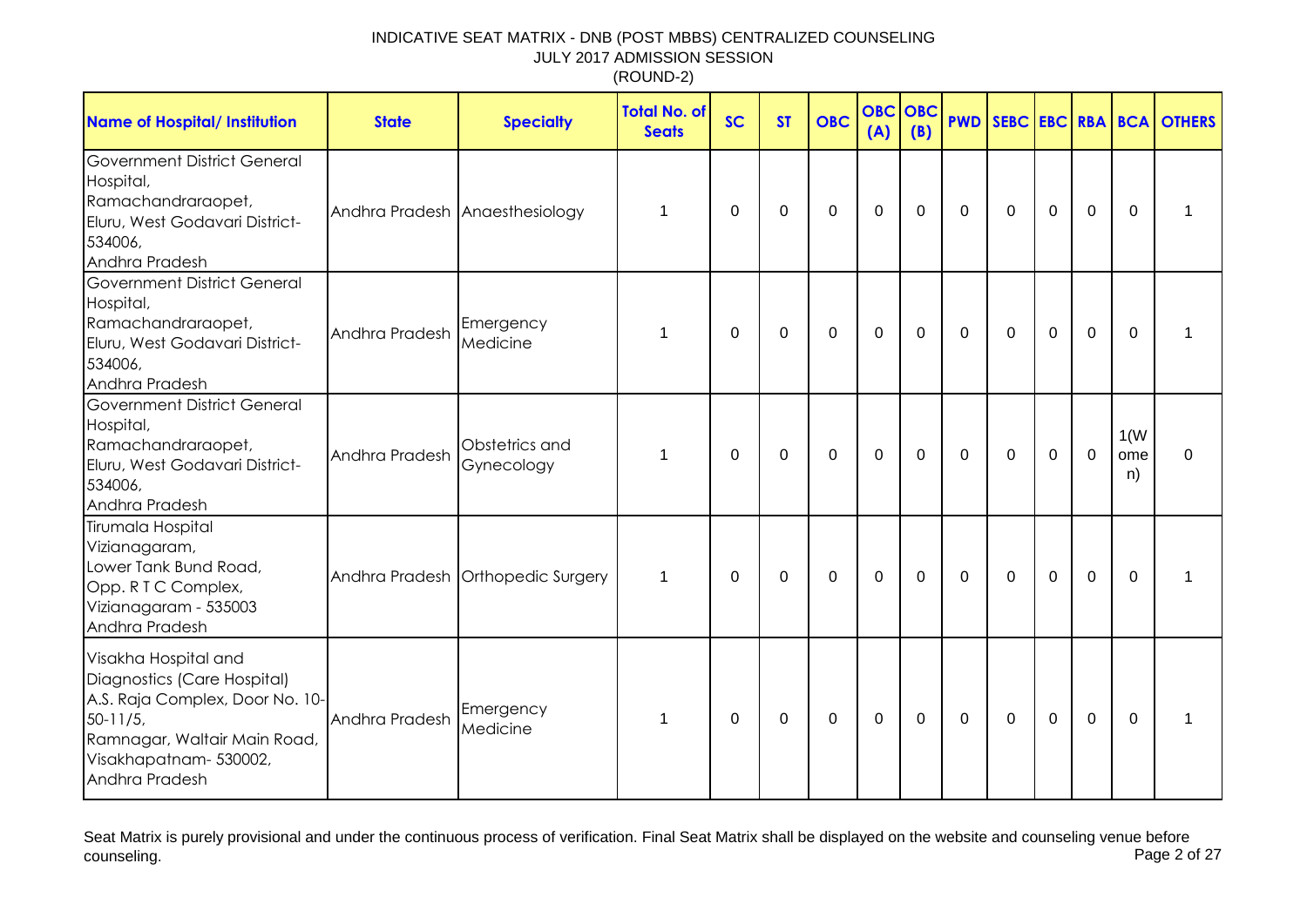INDICATIVE SEAT MATRIX - DNB (POST MBBS) CENTRALIZED COUNSELING
JULY 2017 ADMISSION SESSION
(ROUND-2)

| Name of Hospital/ Institution | State | Specialty | Total No. of Seats | SC | ST | OBC | OBC (A) | OBC (B) | PWD | SEBC | EBC | RBA | BCA | OTHERS |
|---|---|---|---|---|---|---|---|---|---|---|---|---|---|---|
| Government District General Hospital, Ramachandraraopet, Eluru, West Godavari District-534006, Andhra Pradesh | Andhra Pradesh | Anaesthesiology | 1 | 0 | 0 | 0 | 0 | 0 | 0 | 0 | 0 | 0 | 0 | 1 |
| Government District General Hospital, Ramachandraraopet, Eluru, West Godavari District-534006, Andhra Pradesh | Andhra Pradesh | Emergency Medicine | 1 | 0 | 0 | 0 | 0 | 0 | 0 | 0 | 0 | 0 | 0 | 1 |
| Government District General Hospital, Ramachandraraopet, Eluru, West Godavari District-534006, Andhra Pradesh | Andhra Pradesh | Obstetrics and Gynecology | 1 | 0 | 0 | 0 | 0 | 0 | 0 | 0 | 0 | 0 | 1(Women) | 0 |
| Tirumala Hospital Vizianagaram, Lower Tank Bund Road, Opp. R T C Complex, Vizianagaram - 535003 Andhra Pradesh | Andhra Pradesh | Orthopedic Surgery | 1 | 0 | 0 | 0 | 0 | 0 | 0 | 0 | 0 | 0 | 0 | 1 |
| Visakha Hospital and Diagnostics (Care Hospital) A.S. Raja Complex, Door No. 10-50-11/5, Ramnagar, Waltair Main Road, Visakhapatnam- 530002, Andhra Pradesh | Andhra Pradesh | Emergency Medicine | 1 | 0 | 0 | 0 | 0 | 0 | 0 | 0 | 0 | 0 | 0 | 1 |

Seat Matrix is purely provisional and under the continuous process of verification. Final Seat Matrix shall be displayed on the website and counseling venue before counseling.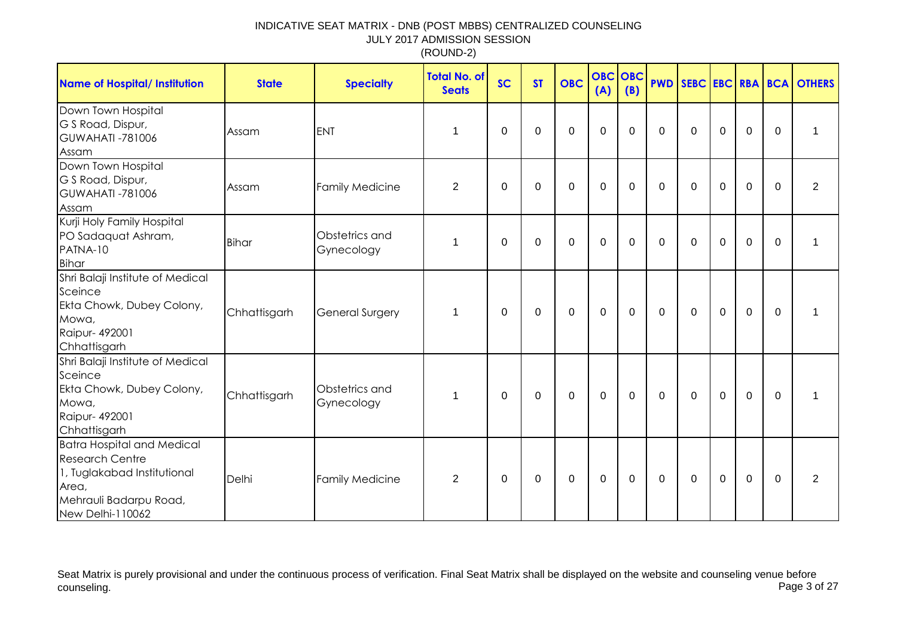INDICATIVE SEAT MATRIX - DNB (POST MBBS) CENTRALIZED COUNSELING
JULY 2017 ADMISSION SESSION
(ROUND-2)

| Name of Hospital/ Institution | State | Specialty | Total No. of Seats | SC | ST | OBC | OBC (A) | OBC (B) | PWD | SEBC | EBC | RBA | BCA | OTHERS |
|---|---|---|---|---|---|---|---|---|---|---|---|---|---|---|
| Down Town Hospital G S Road, Dispur, GUWAHATI -781006 Assam | Assam | ENT | 1 | 0 | 0 | 0 | 0 | 0 | 0 | 0 | 0 | 0 | 0 | 1 |
| Down Town Hospital G S Road, Dispur, GUWAHATI -781006 Assam | Assam | Family Medicine | 2 | 0 | 0 | 0 | 0 | 0 | 0 | 0 | 0 | 0 | 0 | 2 |
| Kurji Holy Family Hospital PO Sadaquat Ashram, PATNA-10 Bihar | Bihar | Obstetrics and Gynecology | 1 | 0 | 0 | 0 | 0 | 0 | 0 | 0 | 0 | 0 | 0 | 1 |
| Shri Balaji Institute of Medical Sceince Ekta Chowk, Dubey Colony, Mowa, Raipur- 492001 Chhattisgarh | Chhattisgarh | General Surgery | 1 | 0 | 0 | 0 | 0 | 0 | 0 | 0 | 0 | 0 | 0 | 1 |
| Shri Balaji Institute of Medical Sceince Ekta Chowk, Dubey Colony, Mowa, Raipur- 492001 Chhattisgarh | Chhattisgarh | Obstetrics and Gynecology | 1 | 0 | 0 | 0 | 0 | 0 | 0 | 0 | 0 | 0 | 0 | 1 |
| Batra Hospital and Medical Research Centre 1, Tuglakabad Institutional Area, Mehrauli Badarpu Road, New Delhi-110062 | Delhi | Family Medicine | 2 | 0 | 0 | 0 | 0 | 0 | 0 | 0 | 0 | 0 | 0 | 2 |

Seat Matrix is purely provisional and under the continuous process of verification. Final Seat Matrix shall be displayed on the website and counseling venue before counseling.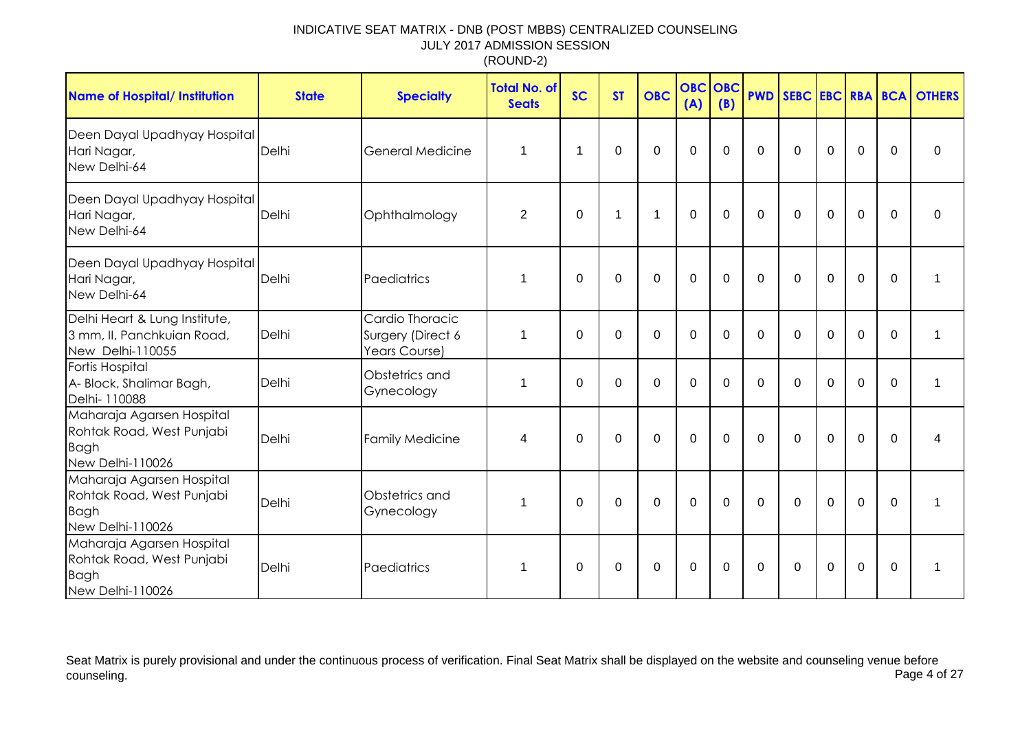# INDICATIVE SEAT MATRIX - DNB (POST MBBS) CENTRALIZED COUNSELING

## JULY 2017 ADMISSION SESSION

## (ROUND-2)

| Name of Hospital/ Institution | State | Specialty | Total No. of Seats | SC | ST | OBC | OBC (A) | OBC (B) | PWD | SEBC | EBC | RBA | BCA | OTHERS |
|---|---|---|---|---|---|---|---|---|---|---|---|---|---|---|
| Deen Dayal Upadhyay Hospital Hari Nagar, New Delhi-64 | Delhi | General Medicine | 1 | 1 | 0 | 0 | 0 | 0 | 0 | 0 | 0 | 0 | 0 | 0 |
| Deen Dayal Upadhyay Hospital Hari Nagar, New Delhi-64 | Delhi | Ophthalmology | 2 | 0 | 1 | 1 | 0 | 0 | 0 | 0 | 0 | 0 | 0 | 0 |
| Deen Dayal Upadhyay Hospital Hari Nagar, New Delhi-64 | Delhi | Paediatrics | 1 | 0 | 0 | 0 | 0 | 0 | 0 | 0 | 0 | 0 | 0 | 1 |
| Delhi Heart & Lung Institute, 3 mm, II, Panchkuian Road, New Delhi-110055 | Delhi | Cardio Thoracic Surgery (Direct 6 Years Course) | 1 | 0 | 0 | 0 | 0 | 0 | 0 | 0 | 0 | 0 | 0 | 1 |
| Fortis Hospital A- Block, Shalimar Bagh, Delhi- 110088 | Delhi | Obstetrics and Gynecology | 1 | 0 | 0 | 0 | 0 | 0 | 0 | 0 | 0 | 0 | 0 | 1 |
| Maharaja Agarsen Hospital Rohtak Road, West Punjabi Bagh New Delhi-110026 | Delhi | Family Medicine | 4 | 0 | 0 | 0 | 0 | 0 | 0 | 0 | 0 | 0 | 0 | 4 |
| Maharaja Agarsen Hospital Rohtak Road, West Punjabi Bagh New Delhi-110026 | Delhi | Obstetrics and Gynecology | 1 | 0 | 0 | 0 | 0 | 0 | 0 | 0 | 0 | 0 | 0 | 1 |
| Maharaja Agarsen Hospital Rohtak Road, West Punjabi Bagh New Delhi-110026 | Delhi | Paediatrics | 1 | 0 | 0 | 0 | 0 | 0 | 0 | 0 | 0 | 0 | 0 | 1 |

Seat Matrix is purely provisional and under the continuous process of verification. Final Seat Matrix shall be displayed on the website and counseling venue before counseling.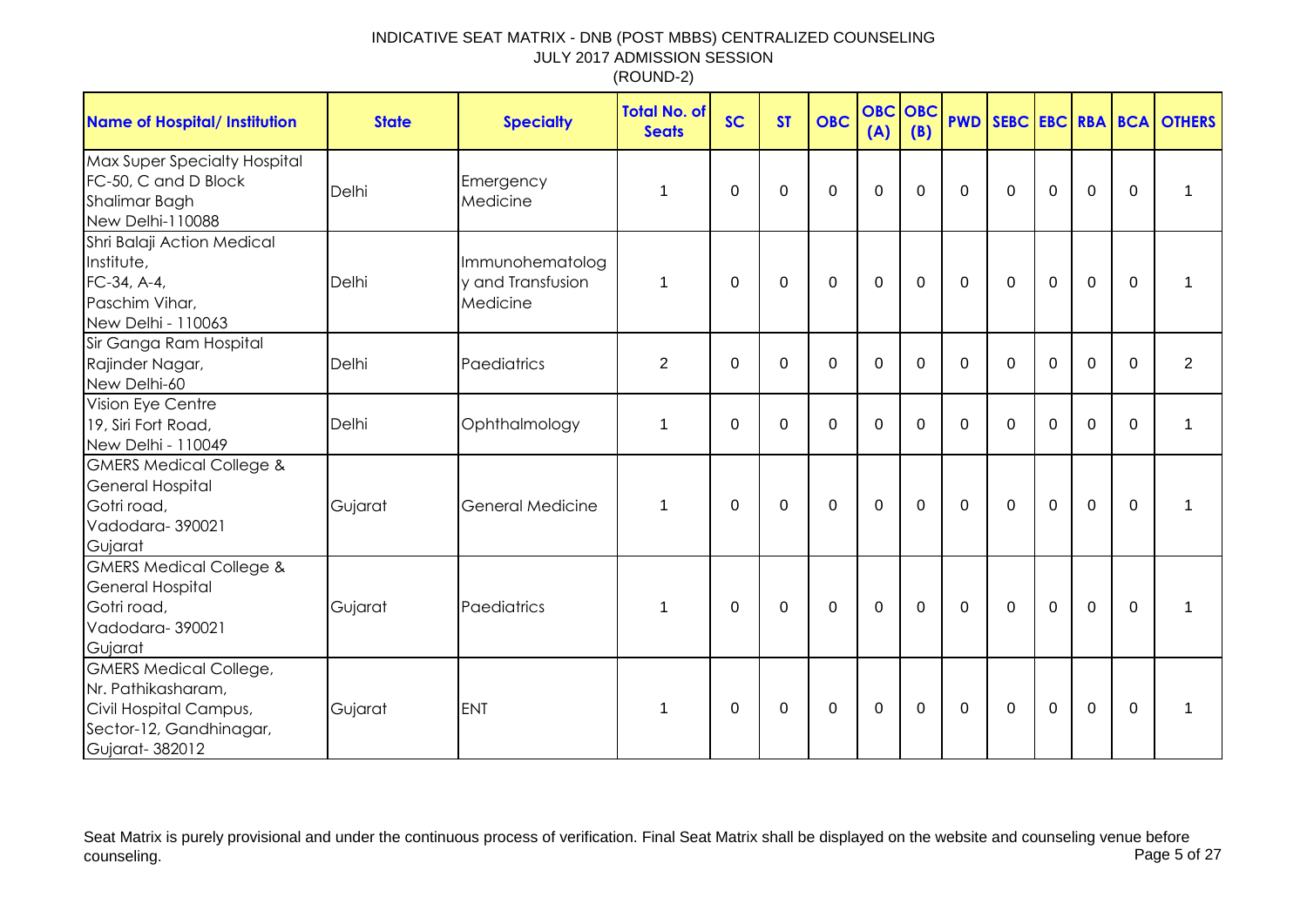INDICATIVE SEAT MATRIX - DNB (POST MBBS) CENTRALIZED COUNSELING
JULY 2017 ADMISSION SESSION
(ROUND-2)

| Name of Hospital/ Institution | State | Specialty | Total No. of Seats | SC | ST | OBC | OBC (A) | OBC (B) | PWD | SEBC | EBC | RBA | BCA | OTHERS |
|---|---|---|---|---|---|---|---|---|---|---|---|---|---|---|
| Max Super Specialty Hospital FC-50, C and D Block Shalimar Bagh New Delhi-110088 | Delhi | Emergency Medicine | 1 | 0 | 0 | 0 | 0 | 0 | 0 | 0 | 0 | 0 | 0 | 1 |
| Shri Balaji Action Medical Institute, FC-34, A-4, Paschim Vihar, New Delhi - 110063 | Delhi | Immunohematology and Transfusion Medicine | 1 | 0 | 0 | 0 | 0 | 0 | 0 | 0 | 0 | 0 | 0 | 1 |
| Sir Ganga Ram Hospital Rajinder Nagar, New Delhi-60 | Delhi | Paediatrics | 2 | 0 | 0 | 0 | 0 | 0 | 0 | 0 | 0 | 0 | 0 | 2 |
| Vision Eye Centre 19, Siri Fort Road, New Delhi - 110049 | Delhi | Ophthalmology | 1 | 0 | 0 | 0 | 0 | 0 | 0 | 0 | 0 | 0 | 0 | 1 |
| GMERS Medical College & General Hospital Gotri road, Vadodara- 390021 Gujarat | Gujarat | General Medicine | 1 | 0 | 0 | 0 | 0 | 0 | 0 | 0 | 0 | 0 | 0 | 1 |
| GMERS Medical College & General Hospital Gotri road, Vadodara- 390021 Gujarat | Gujarat | Paediatrics | 1 | 0 | 0 | 0 | 0 | 0 | 0 | 0 | 0 | 0 | 0 | 1 |
| GMERS Medical College, Nr. Pathikasharam, Civil Hospital Campus, Sector-12, Gandhinagar, Gujarat- 382012 | Gujarat | ENT | 1 | 0 | 0 | 0 | 0 | 0 | 0 | 0 | 0 | 0 | 0 | 1 |

Seat Matrix is purely provisional and under the continuous process of verification. Final Seat Matrix shall be displayed on the website and counseling venue before counseling.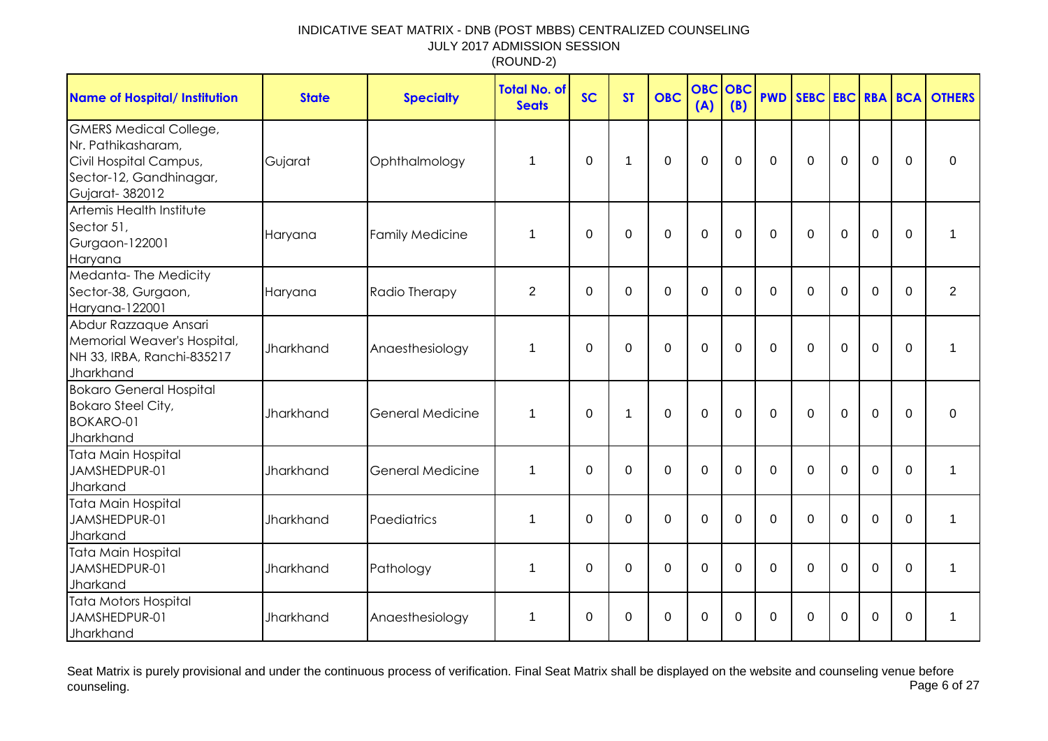INDICATIVE SEAT MATRIX - DNB (POST MBBS) CENTRALIZED COUNSELING
JULY 2017 ADMISSION SESSION
(ROUND-2)

| Name of Hospital/ Institution | State | Specialty | Total No. of Seats | SC | ST | OBC | OBC (A) | OBC (B) | PWD | SEBC | EBC | RBA | BCA | OTHERS |
|---|---|---|---|---|---|---|---|---|---|---|---|---|---|---|
| GMERS Medical College, Nr. Pathikasharam, Civil Hospital Campus, Sector-12, Gandhinagar, Gujarat- 382012 | Gujarat | Ophthalmology | 1 | 0 | 1 | 0 | 0 | 0 | 0 | 0 | 0 | 0 | 0 | 0 |
| Artemis Health Institute Sector 51, Gurgaon-122001 Haryana | Haryana | Family Medicine | 1 | 0 | 0 | 0 | 0 | 0 | 0 | 0 | 0 | 0 | 0 | 1 |
| Medanta- The Medicity Sector-38, Gurgaon, Haryana-122001 | Haryana | Radio Therapy | 2 | 0 | 0 | 0 | 0 | 0 | 0 | 0 | 0 | 0 | 0 | 2 |
| Abdur Razzaque Ansari Memorial Weaver's Hospital, NH 33, IRBA, Ranchi-835217 Jharkhand | Jharkhand | Anaesthesiology | 1 | 0 | 0 | 0 | 0 | 0 | 0 | 0 | 0 | 0 | 0 | 1 |
| Bokaro General Hospital Bokaro Steel City, BOKARO-01 Jharkhand | Jharkhand | General Medicine | 1 | 0 | 1 | 0 | 0 | 0 | 0 | 0 | 0 | 0 | 0 | 0 |
| Tata Main Hospital JAMSHEDPUR-01 Jharkand | Jharkhand | General Medicine | 1 | 0 | 0 | 0 | 0 | 0 | 0 | 0 | 0 | 0 | 0 | 1 |
| Tata Main Hospital JAMSHEDPUR-01 Jharkand | Jharkhand | Paediatrics | 1 | 0 | 0 | 0 | 0 | 0 | 0 | 0 | 0 | 0 | 0 | 1 |
| Tata Main Hospital JAMSHEDPUR-01 Jharkand | Jharkhand | Pathology | 1 | 0 | 0 | 0 | 0 | 0 | 0 | 0 | 0 | 0 | 0 | 1 |
| Tata Motors Hospital JAMSHEDPUR-01 Jharkhand | Jharkhand | Anaesthesiology | 1 | 0 | 0 | 0 | 0 | 0 | 0 | 0 | 0 | 0 | 0 | 1 |

Seat Matrix is purely provisional and under the continuous process of verification. Final Seat Matrix shall be displayed on the website and counseling venue before counseling.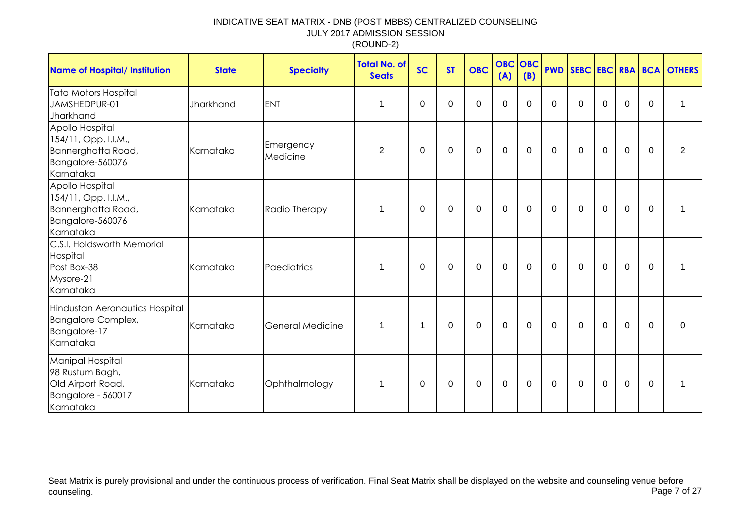INDICATIVE SEAT MATRIX - DNB (POST MBBS) CENTRALIZED COUNSELING
JULY 2017 ADMISSION SESSION
(ROUND-2)

| Name of Hospital/ Institution | State | Specialty | Total No. of Seats | SC | ST | OBC | OBC (A) | OBC (B) | PWD | SEBC | EBC | RBA | BCA | OTHERS |
|---|---|---|---|---|---|---|---|---|---|---|---|---|---|---|
| Tata Motors Hospital JAMSHEDPUR-01 Jharkhand | Jharkhand | ENT | 1 | 0 | 0 | 0 | 0 | 0 | 0 | 0 | 0 | 0 | 0 | 1 |
| Apollo Hospital 154/11, Opp. I.I.M., Bannerghatta Road, Bangalore-560076 Karnataka | Karnataka | Emergency Medicine | 2 | 0 | 0 | 0 | 0 | 0 | 0 | 0 | 0 | 0 | 0 | 2 |
| Apollo Hospital 154/11, Opp. I.I.M., Bannerghatta Road, Bangalore-560076 Karnataka | Karnataka | Radio Therapy | 1 | 0 | 0 | 0 | 0 | 0 | 0 | 0 | 0 | 0 | 0 | 1 |
| C.S.I. Holdsworth Memorial Hospital Post Box-38 Mysore-21 Karnataka | Karnataka | Paediatrics | 1 | 0 | 0 | 0 | 0 | 0 | 0 | 0 | 0 | 0 | 0 | 1 |
| Hindustan Aeronautics Hospital Bangalore Complex, Bangalore-17 Karnataka | Karnataka | General Medicine | 1 | 1 | 0 | 0 | 0 | 0 | 0 | 0 | 0 | 0 | 0 | 0 |
| Manipal Hospital 98 Rustum Bagh, Old Airport Road, Bangalore - 560017 Karnataka | Karnataka | Ophthalmology | 1 | 0 | 0 | 0 | 0 | 0 | 0 | 0 | 0 | 0 | 0 | 1 |

Seat Matrix is purely provisional and under the continuous process of verification. Final Seat Matrix shall be displayed on the website and counseling venue before counseling.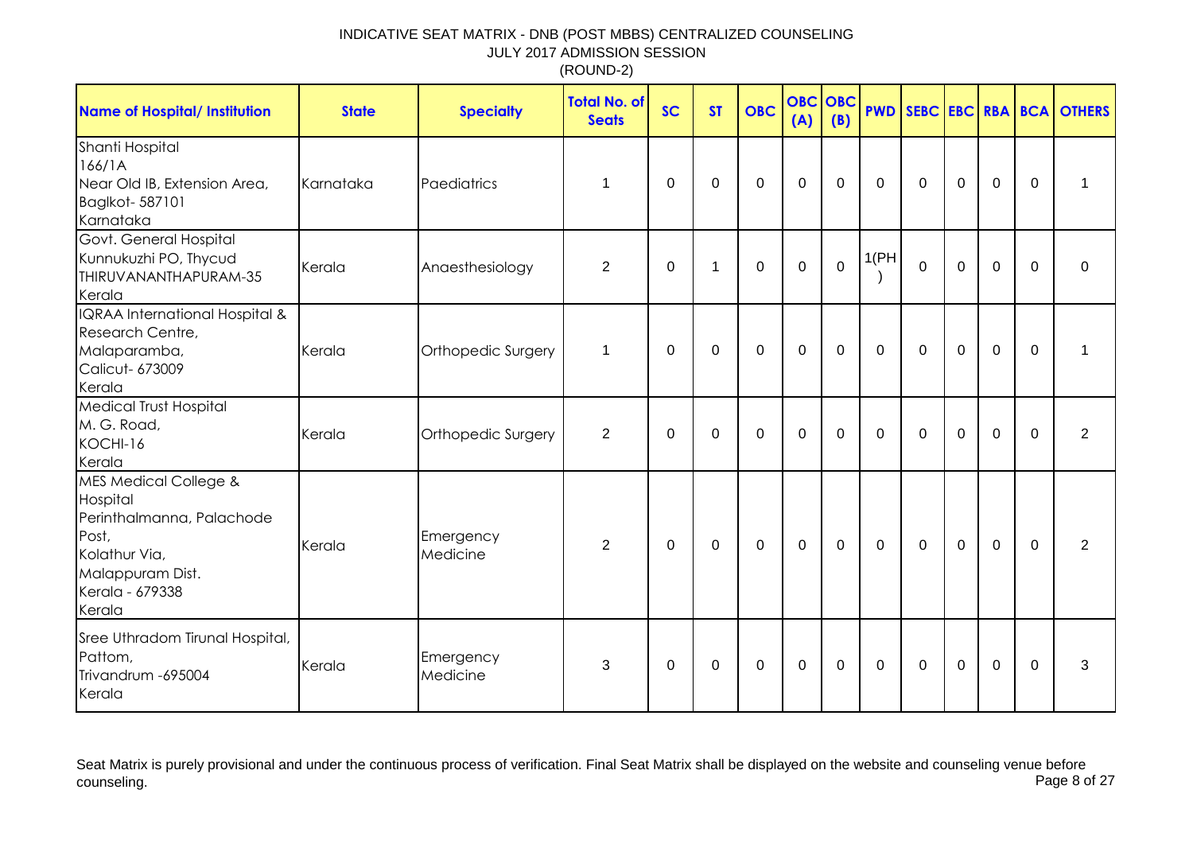INDICATIVE SEAT MATRIX - DNB (POST MBBS) CENTRALIZED COUNSELING
JULY 2017 ADMISSION SESSION
(ROUND-2)

| Name of Hospital/ Institution | State | Specialty | Total No. of Seats | SC | ST | OBC | OBC (A) | OBC (B) | PWD | SEBC | EBC | RBA | BCA | OTHERS |
|---|---|---|---|---|---|---|---|---|---|---|---|---|---|---|
| Shanti Hospital<br>166/1A<br>Near Old IB, Extension Area,<br>Baglkot- 587101<br>Karnataka | Karnataka | Paediatrics | 1 | 0 | 0 | 0 | 0 | 0 | 0 | 0 | 0 | 0 | 0 | 1 |
| Govt. General Hospital<br>Kunnukuzhi PO, Thycud<br>THIRUVANANTHAPURAM-35<br>Kerala | Kerala | Anaesthesiology | 2 | 0 | 1 | 0 | 0 | 0 | 1(PH) | 0 | 0 | 0 | 0 | 0 |
| IQRAA International Hospital & Research Centre,<br>Malaparamba,<br>Calicut- 673009<br>Kerala | Kerala | Orthopedic Surgery | 1 | 0 | 0 | 0 | 0 | 0 | 0 | 0 | 0 | 0 | 0 | 1 |
| Medical Trust Hospital<br>M. G. Road,<br>KOCHI-16<br>Kerala | Kerala | Orthopedic Surgery | 2 | 0 | 0 | 0 | 0 | 0 | 0 | 0 | 0 | 0 | 0 | 2 |
| MES Medical College & Hospital<br>Perinthalmanna, Palachode Post,<br>Kolathur Via,<br>Malappuram Dist.<br>Kerala - 679338<br>Kerala | Kerala | Emergency Medicine | 2 | 0 | 0 | 0 | 0 | 0 | 0 | 0 | 0 | 0 | 0 | 2 |
| Sree Uthradom Tirunal Hospital,<br>Pattom,<br>Trivandrum -695004<br>Kerala | Kerala | Emergency Medicine | 3 | 0 | 0 | 0 | 0 | 0 | 0 | 0 | 0 | 0 | 0 | 3 |

Seat Matrix is purely provisional and under the continuous process of verification. Final Seat Matrix shall be displayed on the website and counseling venue before counseling.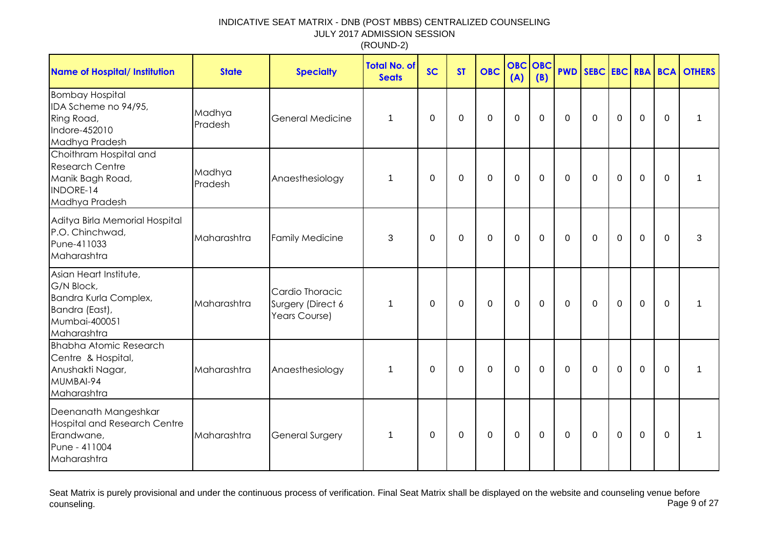INDICATIVE SEAT MATRIX - DNB (POST MBBS) CENTRALIZED COUNSELING
JULY 2017 ADMISSION SESSION
(ROUND-2)

| Name of Hospital/ Institution | State | Specialty | Total No. of Seats | SC | ST | OBC | OBC (A) | OBC (B) | PWD | SEBC | EBC | RBA | BCA | OTHERS |
|---|---|---|---|---|---|---|---|---|---|---|---|---|---|---|
| Bombay Hospital IDA Scheme no 94/95, Ring Road, Indore-452010 Madhya Pradesh | Madhya Pradesh | General Medicine | 1 | 0 | 0 | 0 | 0 | 0 | 0 | 0 | 0 | 0 | 0 | 1 |
| Choithram Hospital and Research Centre Manik Bagh Road, INDORE-14 Madhya Pradesh | Madhya Pradesh | Anaesthesiology | 1 | 0 | 0 | 0 | 0 | 0 | 0 | 0 | 0 | 0 | 0 | 1 |
| Aditya Birla Memorial Hospital P.O. Chinchwad, Pune-411033 Maharashtra | Maharashtra | Family Medicine | 3 | 0 | 0 | 0 | 0 | 0 | 0 | 0 | 0 | 0 | 0 | 3 |
| Asian Heart Institute, G/N Block, Bandra Kurla Complex, Bandra (East), Mumbai-400051 Maharashtra | Maharashtra | Cardio Thoracic Surgery (Direct 6 Years Course) | 1 | 0 | 0 | 0 | 0 | 0 | 0 | 0 | 0 | 0 | 0 | 1 |
| Bhabha Atomic Research Centre & Hospital, Anushakti Nagar, MUMBAI-94 Maharashtra | Maharashtra | Anaesthesiology | 1 | 0 | 0 | 0 | 0 | 0 | 0 | 0 | 0 | 0 | 0 | 1 |
| Deenanath Mangeshkar Hospital and Research Centre Erandwane, Pune - 411004 Maharashtra | Maharashtra | General Surgery | 1 | 0 | 0 | 0 | 0 | 0 | 0 | 0 | 0 | 0 | 0 | 1 |

Seat Matrix is purely provisional and under the continuous process of verification. Final Seat Matrix shall be displayed on the website and counseling venue before counseling.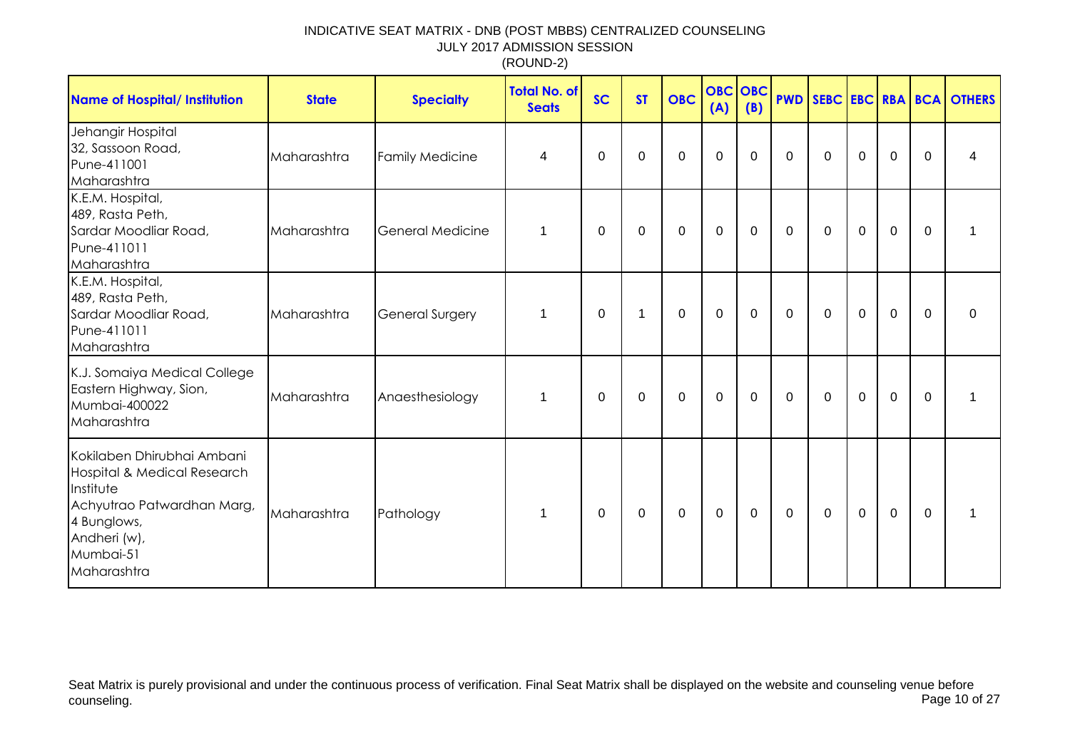INDICATIVE SEAT MATRIX - DNB (POST MBBS) CENTRALIZED COUNSELING
JULY 2017 ADMISSION SESSION
(ROUND-2)

| Name of Hospital/ Institution | State | Specialty | Total No. of Seats | SC | ST | OBC | OBC (A) | OBC (B) | PWD | SEBC | EBC | RBA | BCA | OTHERS |
|---|---|---|---|---|---|---|---|---|---|---|---|---|---|---|
| Jehangir Hospital 32, Sassoon Road, Pune-411001 Maharashtra | Maharashtra | Family Medicine | 4 | 0 | 0 | 0 | 0 | 0 | 0 | 0 | 0 | 0 | 0 | 4 |
| K.E.M. Hospital, 489, Rasta Peth, Sardar Moodliar Road, Pune-411011 Maharashtra | Maharashtra | General Medicine | 1 | 0 | 0 | 0 | 0 | 0 | 0 | 0 | 0 | 0 | 0 | 1 |
| K.E.M. Hospital, 489, Rasta Peth, Sardar Moodliar Road, Pune-411011 Maharashtra | Maharashtra | General Surgery | 1 | 0 | 1 | 0 | 0 | 0 | 0 | 0 | 0 | 0 | 0 | 0 |
| K.J. Somaiya Medical College Eastern Highway, Sion, Mumbai-400022 Maharashtra | Maharashtra | Anaesthesiology | 1 | 0 | 0 | 0 | 0 | 0 | 0 | 0 | 0 | 0 | 0 | 1 |
| Kokilaben Dhirubhai Ambani Hospital & Medical Research Institute Achyutrao Patwardhan Marg, 4 Bunglows, Andheri (w), Mumbai-51 Maharashtra | Maharashtra | Pathology | 1 | 0 | 0 | 0 | 0 | 0 | 0 | 0 | 0 | 0 | 0 | 1 |

Seat Matrix is purely provisional and under the continuous process of verification. Final Seat Matrix shall be displayed on the website and counseling venue before counseling.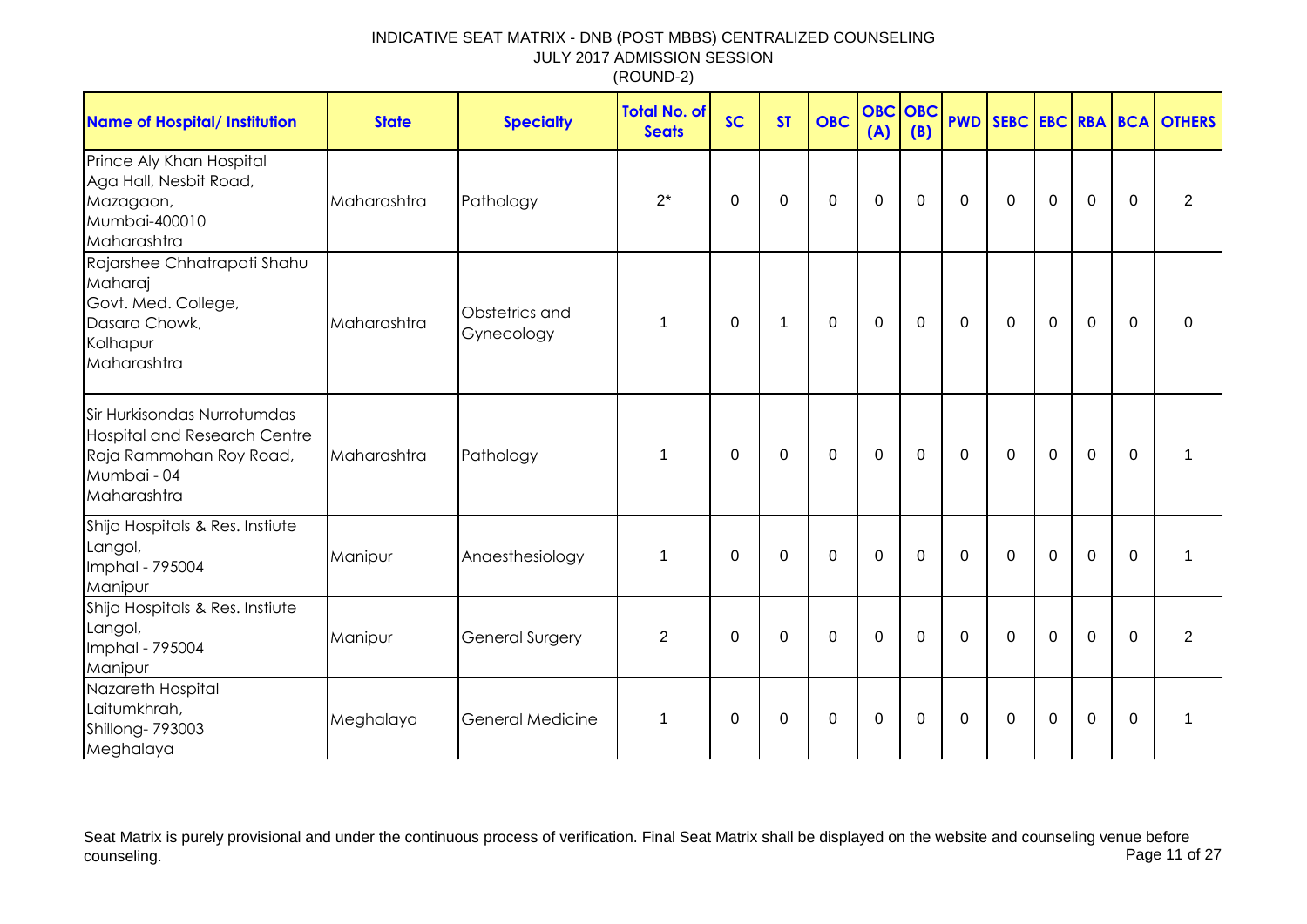INDICATIVE SEAT MATRIX - DNB (POST MBBS) CENTRALIZED COUNSELING
JULY 2017 ADMISSION SESSION
(ROUND-2)

| Name of Hospital/ Institution | State | Specialty | Total No. of Seats | SC | ST | OBC | OBC (A) | OBC (B) | PWD | SEBC | EBC | RBA | BCA | OTHERS |
|---|---|---|---|---|---|---|---|---|---|---|---|---|---|---|
| Prince Aly Khan Hospital Aga Hall, Nesbit Road, Mazagaon, Mumbai-400010 Maharashtra | Maharashtra | Pathology | 2* | 0 | 0 | 0 | 0 | 0 | 0 | 0 | 0 | 0 | 0 | 2 |
| Rajarshee Chhatrapati Shahu Maharaj Govt. Med. College, Dasara Chowk, Kolhapur Maharashtra | Maharashtra | Obstetrics and Gynecology | 1 | 0 | 1 | 0 | 0 | 0 | 0 | 0 | 0 | 0 | 0 | 0 |
| Sir Hurkisondas Nurrotumdas Hospital and Research Centre Raja Rammohan Roy Road, Mumbai - 04 Maharashtra | Maharashtra | Pathology | 1 | 0 | 0 | 0 | 0 | 0 | 0 | 0 | 0 | 0 | 0 | 1 |
| Shija Hospitals & Res. Instiute Langol, Imphal - 795004 Manipur | Manipur | Anaesthesiology | 1 | 0 | 0 | 0 | 0 | 0 | 0 | 0 | 0 | 0 | 0 | 1 |
| Shija Hospitals & Res. Instiute Langol, Imphal - 795004 Manipur | Manipur | General Surgery | 2 | 0 | 0 | 0 | 0 | 0 | 0 | 0 | 0 | 0 | 0 | 2 |
| Nazareth Hospital Laitumkhrah, Shillong- 793003 Meghalaya | Meghalaya | General Medicine | 1 | 0 | 0 | 0 | 0 | 0 | 0 | 0 | 0 | 0 | 0 | 1 |

Seat Matrix is purely provisional and under the continuous process of verification. Final Seat Matrix shall be displayed on the website and counseling venue before counseling.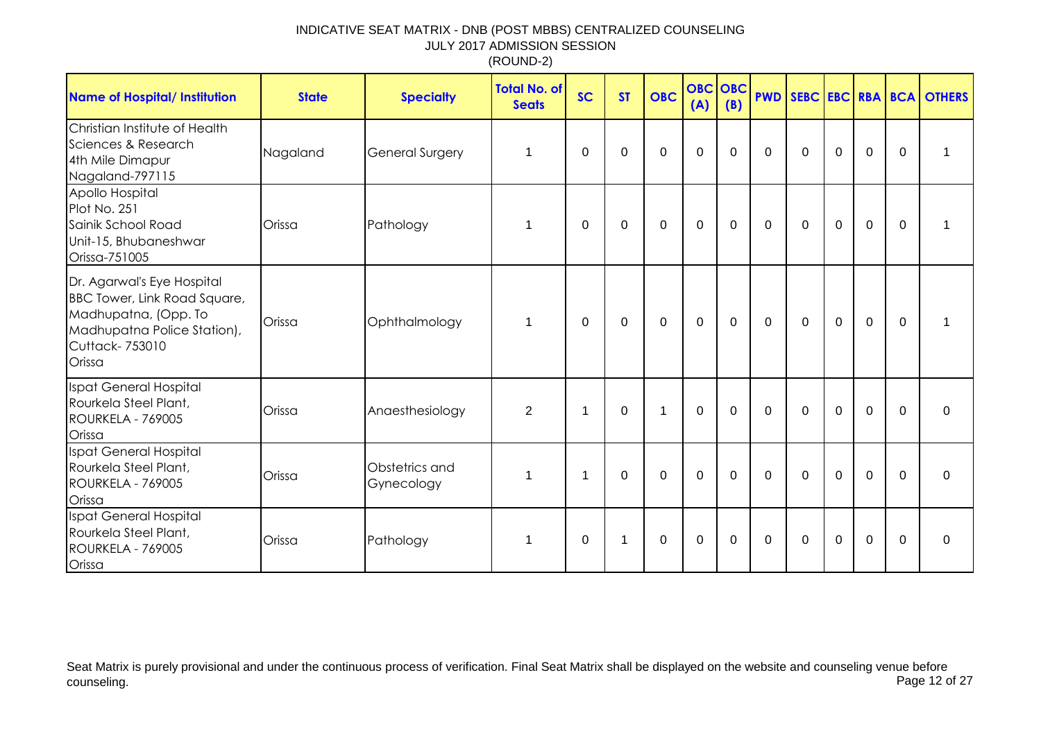INDICATIVE SEAT MATRIX - DNB (POST MBBS) CENTRALIZED COUNSELING
JULY 2017 ADMISSION SESSION
(ROUND-2)

| Name of Hospital/ Institution | State | Specialty | Total No. of Seats | SC | ST | OBC | OBC (A) | OBC (B) | PWD | SEBC | EBC | RBA | BCA | OTHERS |
|---|---|---|---|---|---|---|---|---|---|---|---|---|---|---|
| Christian Institute of Health Sciences & Research 4th Mile Dimapur Nagaland-797115 | Nagaland | General Surgery | 1 | 0 | 0 | 0 | 0 | 0 | 0 | 0 | 0 | 0 | 0 | 1 |
| Apollo Hospital Plot No. 251 Sainik School Road Unit-15, Bhubaneshwar Orissa-751005 | Orissa | Pathology | 1 | 0 | 0 | 0 | 0 | 0 | 0 | 0 | 0 | 0 | 0 | 1 |
| Dr. Agarwal's Eye Hospital BBC Tower, Link Road Square, Madhupatna, (Opp. To Madhupatna Police Station), Cuttack- 753010 Orissa | Orissa | Ophthalmology | 1 | 0 | 0 | 0 | 0 | 0 | 0 | 0 | 0 | 0 | 0 | 1 |
| Ispat General Hospital Rourkela Steel Plant, ROURKELA - 769005 Orissa | Orissa | Anaesthesiology | 2 | 1 | 0 | 1 | 0 | 0 | 0 | 0 | 0 | 0 | 0 | 0 |
| Ispat General Hospital Rourkela Steel Plant, ROURKELA - 769005 Orissa | Orissa | Obstetrics and Gynecology | 1 | 1 | 0 | 0 | 0 | 0 | 0 | 0 | 0 | 0 | 0 | 0 |
| Ispat General Hospital Rourkela Steel Plant, ROURKELA - 769005 Orissa | Orissa | Pathology | 1 | 0 | 1 | 0 | 0 | 0 | 0 | 0 | 0 | 0 | 0 | 0 |

Seat Matrix is purely provisional and under the continuous process of verification. Final Seat Matrix shall be displayed on the website and counseling venue before counseling.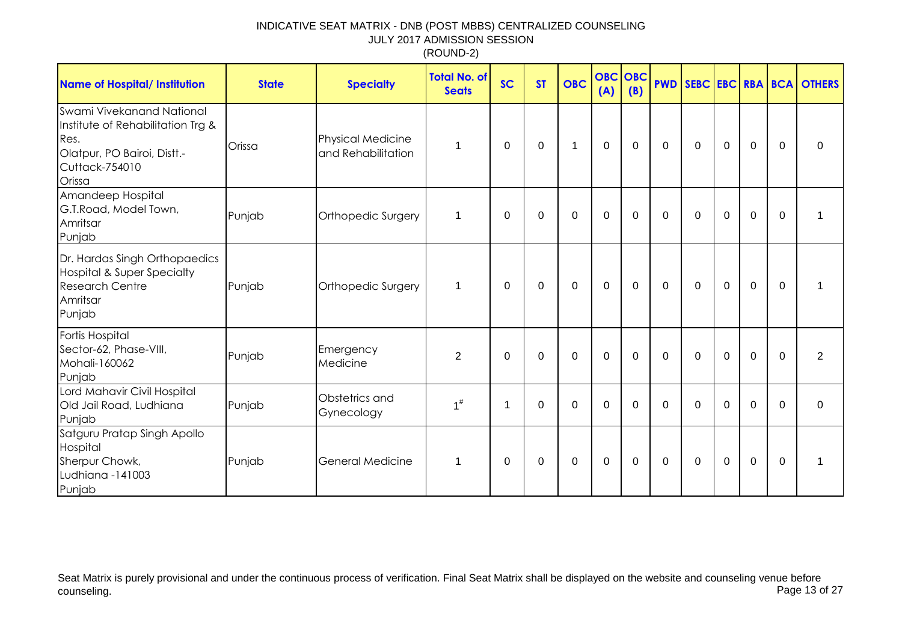INDICATIVE SEAT MATRIX - DNB (POST MBBS) CENTRALIZED COUNSELING
JULY 2017 ADMISSION SESSION
(ROUND-2)

| Name of Hospital/ Institution | State | Specialty | Total No. of Seats | SC | ST | OBC | OBC (A) | OBC (B) | PWD | SEBC | EBC | RBA | BCA | OTHERS |
|---|---|---|---|---|---|---|---|---|---|---|---|---|---|---|
| Swami Vivekanand National Institute of Rehabilitation Trg & Res. Olatpur, PO Bairoi, Distt.-Cuttack-754010 Orissa | Orissa | Physical Medicine and Rehabilitation | 1 | 0 | 0 | 1 | 0 | 0 | 0 | 0 | 0 | 0 | 0 | 0 |
| Amandeep Hospital G.T.Road, Model Town, Amritsar Punjab | Punjab | Orthopedic Surgery | 1 | 0 | 0 | 0 | 0 | 0 | 0 | 0 | 0 | 0 | 0 | 1 |
| Dr. Hardas Singh Orthopaedics Hospital & Super Specialty Research Centre Amritsar Punjab | Punjab | Orthopedic Surgery | 1 | 0 | 0 | 0 | 0 | 0 | 0 | 0 | 0 | 0 | 0 | 1 |
| Fortis Hospital Sector-62, Phase-VIII, Mohali-160062 Punjab | Punjab | Emergency Medicine | 2 | 0 | 0 | 0 | 0 | 0 | 0 | 0 | 0 | 0 | 0 | 2 |
| Lord Mahavir Civil Hospital Old Jail Road, Ludhiana Punjab | Punjab | Obstetrics and Gynecology | 1# | 1 | 0 | 0 | 0 | 0 | 0 | 0 | 0 | 0 | 0 | 0 |
| Satguru Pratap Singh Apollo Hospital Sherpur Chowk, Ludhiana -141003 Punjab | Punjab | General Medicine | 1 | 0 | 0 | 0 | 0 | 0 | 0 | 0 | 0 | 0 | 0 | 1 |

Seat Matrix is purely provisional and under the continuous process of verification. Final Seat Matrix shall be displayed on the website and counseling venue before counseling.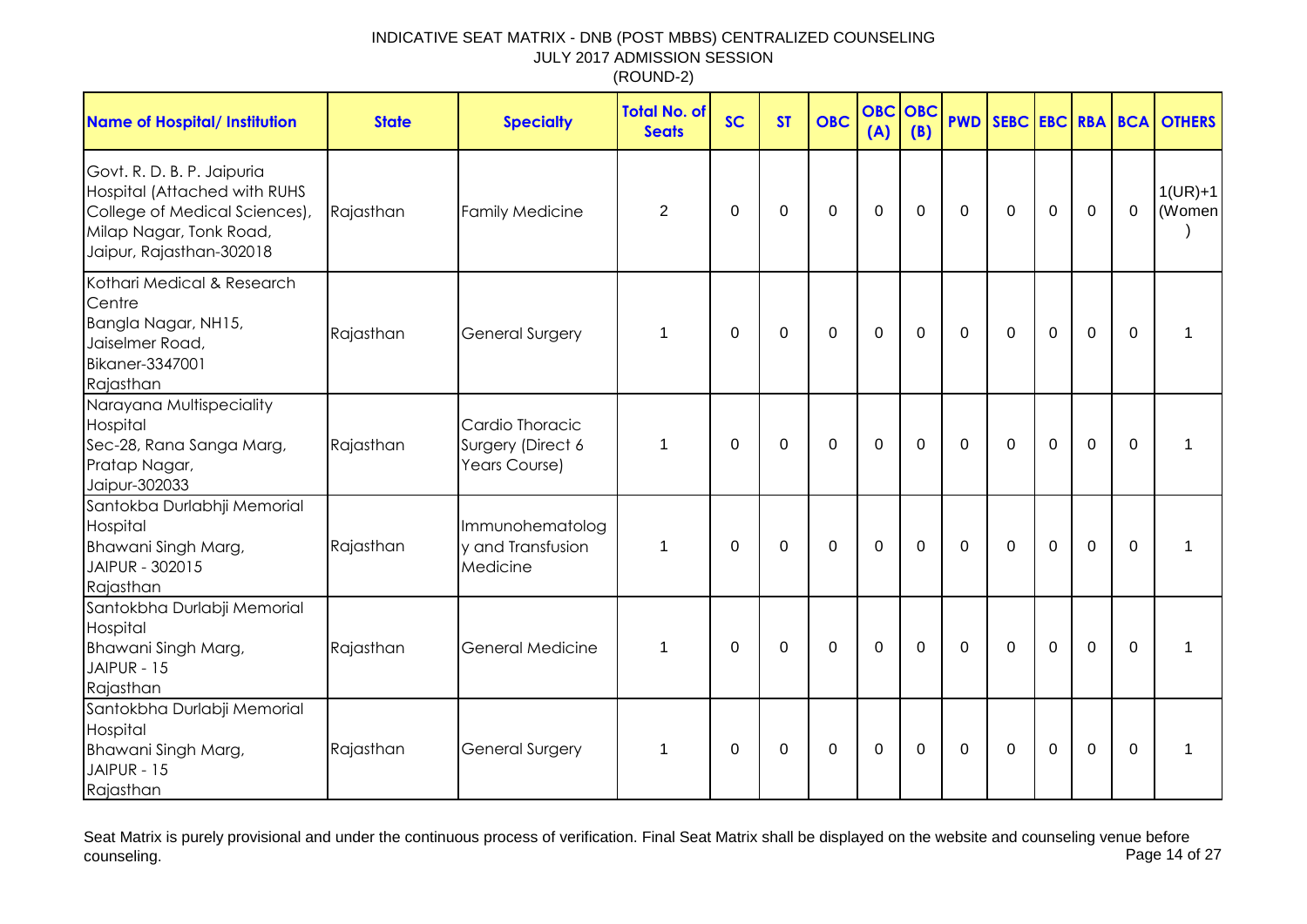# INDICATIVE SEAT MATRIX - DNB (POST MBBS) CENTRALIZED COUNSELING

JULY 2017 ADMISSION SESSION

(ROUND-2)

| Name of Hospital/ Institution | State | Specialty | Total No. of Seats | SC | ST | OBC | OBC (A) | OBC (B) | PWD | SEBC | EBC | RBA | BCA | OTHERS |
|---|---|---|---|---|---|---|---|---|---|---|---|---|---|---|
| Govt. R. D. B. P. Jaipuria Hospital (Attached with RUHS College of Medical Sciences), Milap Nagar, Tonk Road, Jaipur, Rajasthan-302018 | Rajasthan | Family Medicine | 2 | 0 | 0 | 0 | 0 | 0 | 0 | 0 | 0 | 0 | 0 | 1(UR)+1 (Women) |
| Kothari Medical & Research Centre Bangla Nagar, NH15, Jaiselmer Road, Bikaner-3347001 Rajasthan | Rajasthan | General Surgery | 1 | 0 | 0 | 0 | 0 | 0 | 0 | 0 | 0 | 0 | 0 | 1 |
| Narayana Multispeciality Hospital Sec-28, Rana Sanga Marg, Pratap Nagar, Jaipur-302033 | Rajasthan | Cardio Thoracic Surgery (Direct 6 Years Course) | 1 | 0 | 0 | 0 | 0 | 0 | 0 | 0 | 0 | 0 | 0 | 1 |
| Santokba Durlabhji Memorial Hospital Bhawani Singh Marg, JAIPUR - 302015 Rajasthan | Rajasthan | Immunohematology and Transfusion Medicine | 1 | 0 | 0 | 0 | 0 | 0 | 0 | 0 | 0 | 0 | 0 | 1 |
| Santokbha Durlabji Memorial Hospital Bhawani Singh Marg, JAIPUR - 15 Rajasthan | Rajasthan | General Medicine | 1 | 0 | 0 | 0 | 0 | 0 | 0 | 0 | 0 | 0 | 0 | 1 |
| Santokbha Durlabji Memorial Hospital Bhawani Singh Marg, JAIPUR - 15 Rajasthan | Rajasthan | General Surgery | 1 | 0 | 0 | 0 | 0 | 0 | 0 | 0 | 0 | 0 | 0 | 1 |

Seat Matrix is purely provisional and under the continuous process of verification. Final Seat Matrix shall be displayed on the website and counseling venue before counseling.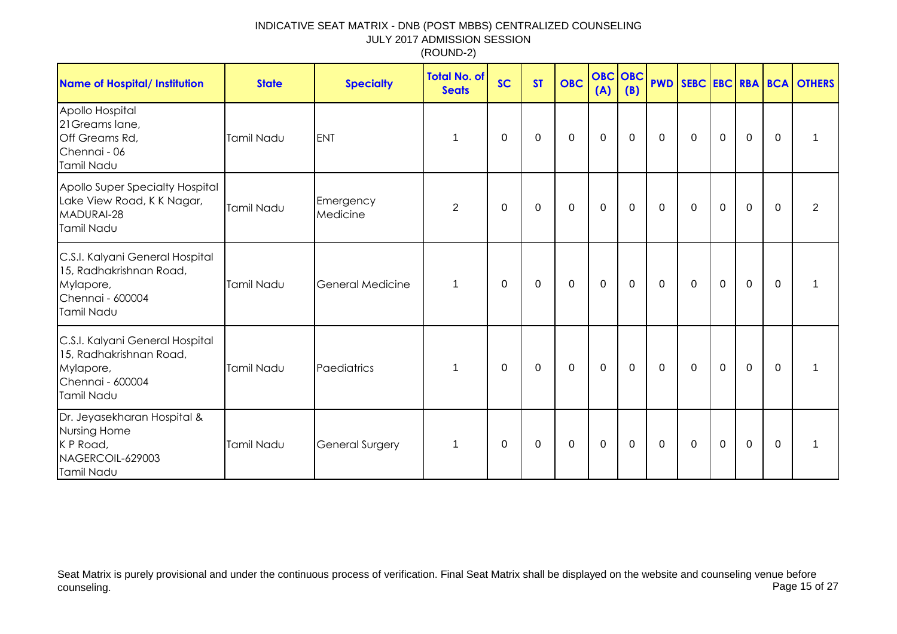INDICATIVE SEAT MATRIX - DNB (POST MBBS) CENTRALIZED COUNSELING
JULY 2017 ADMISSION SESSION
(ROUND-2)

| Name of Hospital/ Institution | State | Specialty | Total No. of Seats | SC | ST | OBC | OBC (A) | OBC (B) | PWD | SEBC | EBC | RBA | BCA | OTHERS |
|---|---|---|---|---|---|---|---|---|---|---|---|---|---|---|
| Apollo Hospital 21Greams lane, Off Greams Rd, Chennai - 06 Tamil Nadu | Tamil Nadu | ENT | 1 | 0 | 0 | 0 | 0 | 0 | 0 | 0 | 0 | 0 | 0 | 1 |
| Apollo Super Specialty Hospital Lake View Road, K K Nagar, MADURAI-28 Tamil Nadu | Tamil Nadu | Emergency Medicine | 2 | 0 | 0 | 0 | 0 | 0 | 0 | 0 | 0 | 0 | 0 | 2 |
| C.S.I. Kalyani General Hospital 15, Radhakrishnan Road, Mylapore, Chennai - 600004 Tamil Nadu | Tamil Nadu | General Medicine | 1 | 0 | 0 | 0 | 0 | 0 | 0 | 0 | 0 | 0 | 0 | 1 |
| C.S.I. Kalyani General Hospital 15, Radhakrishnan Road, Mylapore, Chennai - 600004 Tamil Nadu | Tamil Nadu | Paediatrics | 1 | 0 | 0 | 0 | 0 | 0 | 0 | 0 | 0 | 0 | 0 | 1 |
| Dr. Jeyasekharan Hospital & Nursing Home K P Road, NAGERCOIL-629003 Tamil Nadu | Tamil Nadu | General Surgery | 1 | 0 | 0 | 0 | 0 | 0 | 0 | 0 | 0 | 0 | 0 | 1 |

Seat Matrix is purely provisional and under the continuous process of verification. Final Seat Matrix shall be displayed on the website and counseling venue before counseling.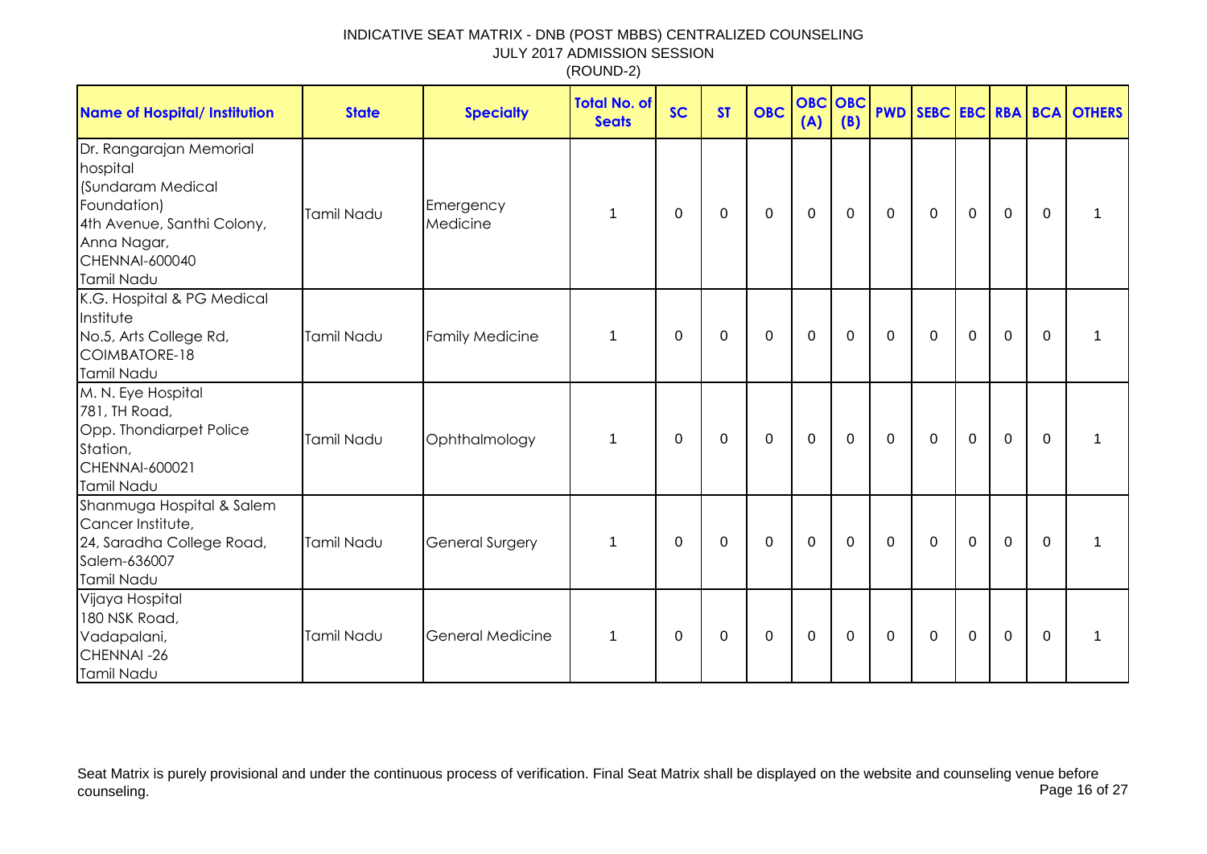INDICATIVE SEAT MATRIX - DNB (POST MBBS) CENTRALIZED COUNSELING
JULY 2017 ADMISSION SESSION
(ROUND-2)

| Name of Hospital/ Institution | State | Specialty | Total No. of Seats | SC | ST | OBC | OBC (A) | OBC (B) | PWD | SEBC | EBC | RBA | BCA | OTHERS |
|---|---|---|---|---|---|---|---|---|---|---|---|---|---|---|
| Dr. Rangarajan Memorial hospital (Sundaram Medical Foundation) 4th Avenue, Santhi Colony, Anna Nagar, CHENNAI-600040 Tamil Nadu | Tamil Nadu | Emergency Medicine | 1 | 0 | 0 | 0 | 0 | 0 | 0 | 0 | 0 | 0 | 0 | 1 |
| K.G. Hospital & PG Medical Institute No.5, Arts College Rd, COIMBATORE-18 Tamil Nadu | Tamil Nadu | Family Medicine | 1 | 0 | 0 | 0 | 0 | 0 | 0 | 0 | 0 | 0 | 0 | 1 |
| M. N. Eye Hospital 781, TH Road, Opp. Thondiarpet Police Station, CHENNAI-600021 Tamil Nadu | Tamil Nadu | Ophthalmology | 1 | 0 | 0 | 0 | 0 | 0 | 0 | 0 | 0 | 0 | 0 | 1 |
| Shanmuga Hospital & Salem Cancer Institute, 24, Saradha College Road, Salem-636007 Tamil Nadu | Tamil Nadu | General Surgery | 1 | 0 | 0 | 0 | 0 | 0 | 0 | 0 | 0 | 0 | 0 | 1 |
| Vijaya Hospital 180 NSK Road, Vadapalani, CHENNAI -26 Tamil Nadu | Tamil Nadu | General Medicine | 1 | 0 | 0 | 0 | 0 | 0 | 0 | 0 | 0 | 0 | 0 | 1 |

Seat Matrix is purely provisional and under the continuous process of verification. Final Seat Matrix shall be displayed on the website and counseling venue before counseling.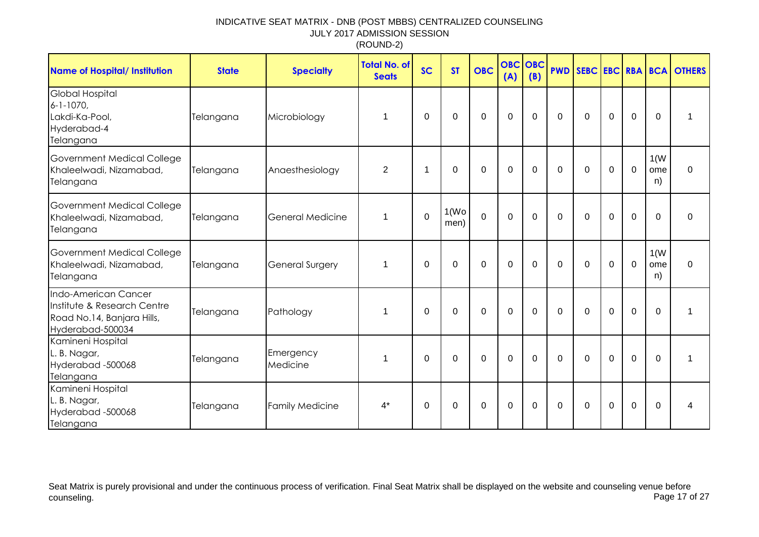# INDICATIVE SEAT MATRIX - DNB (POST MBBS) CENTRALIZED COUNSELING

JULY 2017 ADMISSION SESSION

(ROUND-2)

| Name of Hospital/ Institution | State | Specialty | Total No. of Seats | SC | ST | OBC | OBC (A) | OBC (B) | PWD | SEBC | EBC | RBA | BCA | OTHERS |
|---|---|---|---|---|---|---|---|---|---|---|---|---|---|---|
| Global Hospital 6-1-1070, Lakdi-Ka-Pool, Hyderabad-4 Telangana | Telangana | Microbiology | 1 | 0 | 0 | 0 | 0 | 0 | 0 | 0 | 0 | 0 | 0 | 1 |
| Government Medical College Khaleelwadi, Nizamabad, Telangana | Telangana | Anaesthesiology | 2 | 1 | 0 | 0 | 0 | 0 | 0 | 0 | 0 | 0 | 1(Women) | 0 |
| Government Medical College Khaleelwadi, Nizamabad, Telangana | Telangana | General Medicine | 1 | 0 | 1(Women) | 0 | 0 | 0 | 0 | 0 | 0 | 0 | 0 | 0 |
| Government Medical College Khaleelwadi, Nizamabad, Telangana | Telangana | General Surgery | 1 | 0 | 0 | 0 | 0 | 0 | 0 | 0 | 0 | 0 | 1(Women) | 0 |
| Indo-American Cancer Institute & Research Centre Road No.14, Banjara Hills, Hyderabad-500034 | Telangana | Pathology | 1 | 0 | 0 | 0 | 0 | 0 | 0 | 0 | 0 | 0 | 0 | 1 |
| Kamineni Hospital L. B. Nagar, Hyderabad -500068 Telangana | Telangana | Emergency Medicine | 1 | 0 | 0 | 0 | 0 | 0 | 0 | 0 | 0 | 0 | 0 | 1 |
| Kamineni Hospital L. B. Nagar, Hyderabad -500068 Telangana | Telangana | Family Medicine | 4* | 0 | 0 | 0 | 0 | 0 | 0 | 0 | 0 | 0 | 0 | 4 |

Seat Matrix is purely provisional and under the continuous process of verification. Final Seat Matrix shall be displayed on the website and counseling venue before counseling.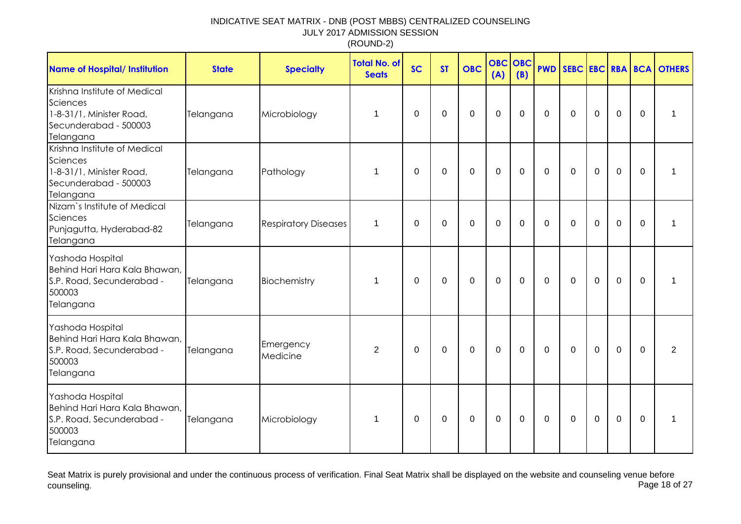INDICATIVE SEAT MATRIX - DNB (POST MBBS) CENTRALIZED COUNSELING
JULY 2017 ADMISSION SESSION
(ROUND-2)

| Name of Hospital/ Institution | State | Specialty | Total No. of Seats | SC | ST | OBC | OBC (A) | OBC (B) | PWD | SEBC | EBC | RBA | BCA | OTHERS |
|---|---|---|---|---|---|---|---|---|---|---|---|---|---|---|
| Krishna Institute of Medical Sciences 1-8-31/1, Minister Road, Secunderabad - 500003 Telangana | Telangana | Microbiology | 1 | 0 | 0 | 0 | 0 | 0 | 0 | 0 | 0 | 0 | 0 | 1 |
| Krishna Institute of Medical Sciences 1-8-31/1, Minister Road, Secunderabad - 500003 Telangana | Telangana | Pathology | 1 | 0 | 0 | 0 | 0 | 0 | 0 | 0 | 0 | 0 | 0 | 1 |
| Nizam`s Institute of Medical Sciences Punjagutta, Hyderabad-82 Telangana | Telangana | Respiratory Diseases | 1 | 0 | 0 | 0 | 0 | 0 | 0 | 0 | 0 | 0 | 0 | 1 |
| Yashoda Hospital Behind Hari Hara Kala Bhawan, S.P. Road, Secunderabad - 500003 Telangana | Telangana | Biochemistry | 1 | 0 | 0 | 0 | 0 | 0 | 0 | 0 | 0 | 0 | 0 | 1 |
| Yashoda Hospital Behind Hari Hara Kala Bhawan, S.P. Road, Secunderabad - 500003 Telangana | Telangana | Emergency Medicine | 2 | 0 | 0 | 0 | 0 | 0 | 0 | 0 | 0 | 0 | 0 | 2 |
| Yashoda Hospital Behind Hari Hara Kala Bhawan, S.P. Road, Secunderabad - 500003 Telangana | Telangana | Microbiology | 1 | 0 | 0 | 0 | 0 | 0 | 0 | 0 | 0 | 0 | 0 | 1 |

Seat Matrix is purely provisional and under the continuous process of verification. Final Seat Matrix shall be displayed on the website and counseling venue before counseling.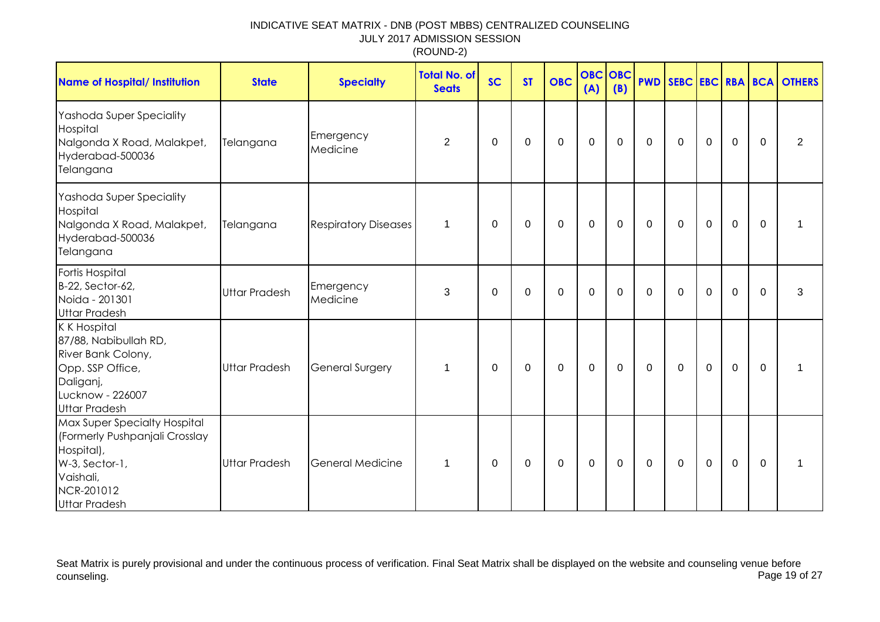INDICATIVE SEAT MATRIX - DNB (POST MBBS) CENTRALIZED COUNSELING
JULY 2017 ADMISSION SESSION
(ROUND-2)

| Name of Hospital/ Institution | State | Specialty | Total No. of Seats | SC | ST | OBC | OBC (A) | OBC (B) | PWD | SEBC | EBC | RBA | BCA | OTHERS |
|---|---|---|---|---|---|---|---|---|---|---|---|---|---|---|
| Yashoda Super Speciality Hospital Nalgonda X Road, Malakpet, Hyderabad-500036 Telangana | Telangana | Emergency Medicine | 2 | 0 | 0 | 0 | 0 | 0 | 0 | 0 | 0 | 0 | 0 | 2 |
| Yashoda Super Speciality Hospital Nalgonda X Road, Malakpet, Hyderabad-500036 Telangana | Telangana | Respiratory Diseases | 1 | 0 | 0 | 0 | 0 | 0 | 0 | 0 | 0 | 0 | 0 | 1 |
| Fortis Hospital B-22, Sector-62, Noida - 201301 Uttar Pradesh | Uttar Pradesh | Emergency Medicine | 3 | 0 | 0 | 0 | 0 | 0 | 0 | 0 | 0 | 0 | 0 | 3 |
| K K Hospital 87/88, Nabibullah RD, River Bank Colony, Opp. SSP Office, Daliganj, Lucknow - 226007 Uttar Pradesh | Uttar Pradesh | General Surgery | 1 | 0 | 0 | 0 | 0 | 0 | 0 | 0 | 0 | 0 | 0 | 1 |
| Max Super Specialty Hospital (Formerly Pushpanjali Crosslay Hospital), W-3, Sector-1, Vaishali, NCR-201012 Uttar Pradesh | Uttar Pradesh | General Medicine | 1 | 0 | 0 | 0 | 0 | 0 | 0 | 0 | 0 | 0 | 0 | 1 |

Seat Matrix is purely provisional and under the continuous process of verification. Final Seat Matrix shall be displayed on the website and counseling venue before counseling.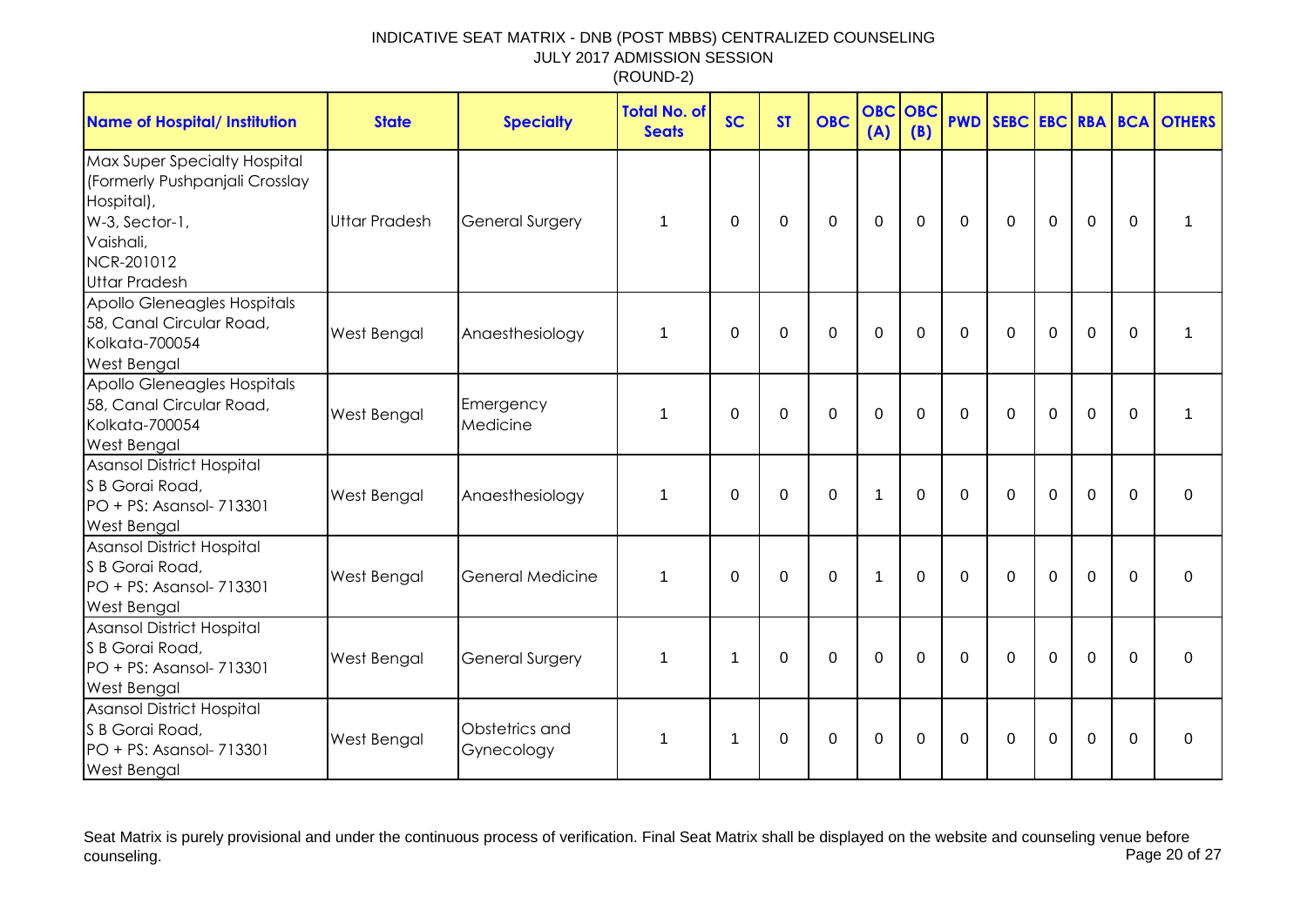INDICATIVE SEAT MATRIX - DNB (POST MBBS) CENTRALIZED COUNSELING
JULY 2017 ADMISSION SESSION
(ROUND-2)

| Name of Hospital/ Institution | State | Specialty | Total No. of Seats | SC | ST | OBC | OBC (A) | OBC (B) | PWD | SEBC | EBC | RBA | BCA | OTHERS |
|---|---|---|---|---|---|---|---|---|---|---|---|---|---|---|
| Max Super Specialty Hospital (Formerly Pushpanjali Crosslay Hospital), W-3, Sector-1, Vaishali, NCR-201012 Uttar Pradesh | Uttar Pradesh | General Surgery | 1 | 0 | 0 | 0 | 0 | 0 | 0 | 0 | 0 | 0 | 0 | 1 |
| Apollo Gleneagles Hospitals 58, Canal Circular Road, Kolkata-700054 West Bengal | West Bengal | Anaesthesiology | 1 | 0 | 0 | 0 | 0 | 0 | 0 | 0 | 0 | 0 | 0 | 1 |
| Apollo Gleneagles Hospitals 58, Canal Circular Road, Kolkata-700054 West Bengal | West Bengal | Emergency Medicine | 1 | 0 | 0 | 0 | 0 | 0 | 0 | 0 | 0 | 0 | 0 | 1 |
| Asansol District Hospital S B Gorai Road, PO + PS: Asansol- 713301 West Bengal | West Bengal | Anaesthesiology | 1 | 0 | 0 | 0 | 1 | 0 | 0 | 0 | 0 | 0 | 0 | 0 |
| Asansol District Hospital S B Gorai Road, PO + PS: Asansol- 713301 West Bengal | West Bengal | General Medicine | 1 | 0 | 0 | 0 | 1 | 0 | 0 | 0 | 0 | 0 | 0 | 0 |
| Asansol District Hospital S B Gorai Road, PO + PS: Asansol- 713301 West Bengal | West Bengal | General Surgery | 1 | 1 | 0 | 0 | 0 | 0 | 0 | 0 | 0 | 0 | 0 | 0 |
| Asansol District Hospital S B Gorai Road, PO + PS: Asansol- 713301 West Bengal | West Bengal | Obstetrics and Gynecology | 1 | 1 | 0 | 0 | 0 | 0 | 0 | 0 | 0 | 0 | 0 | 0 |

Seat Matrix is purely provisional and under the continuous process of verification. Final Seat Matrix shall be displayed on the website and counseling venue before counseling.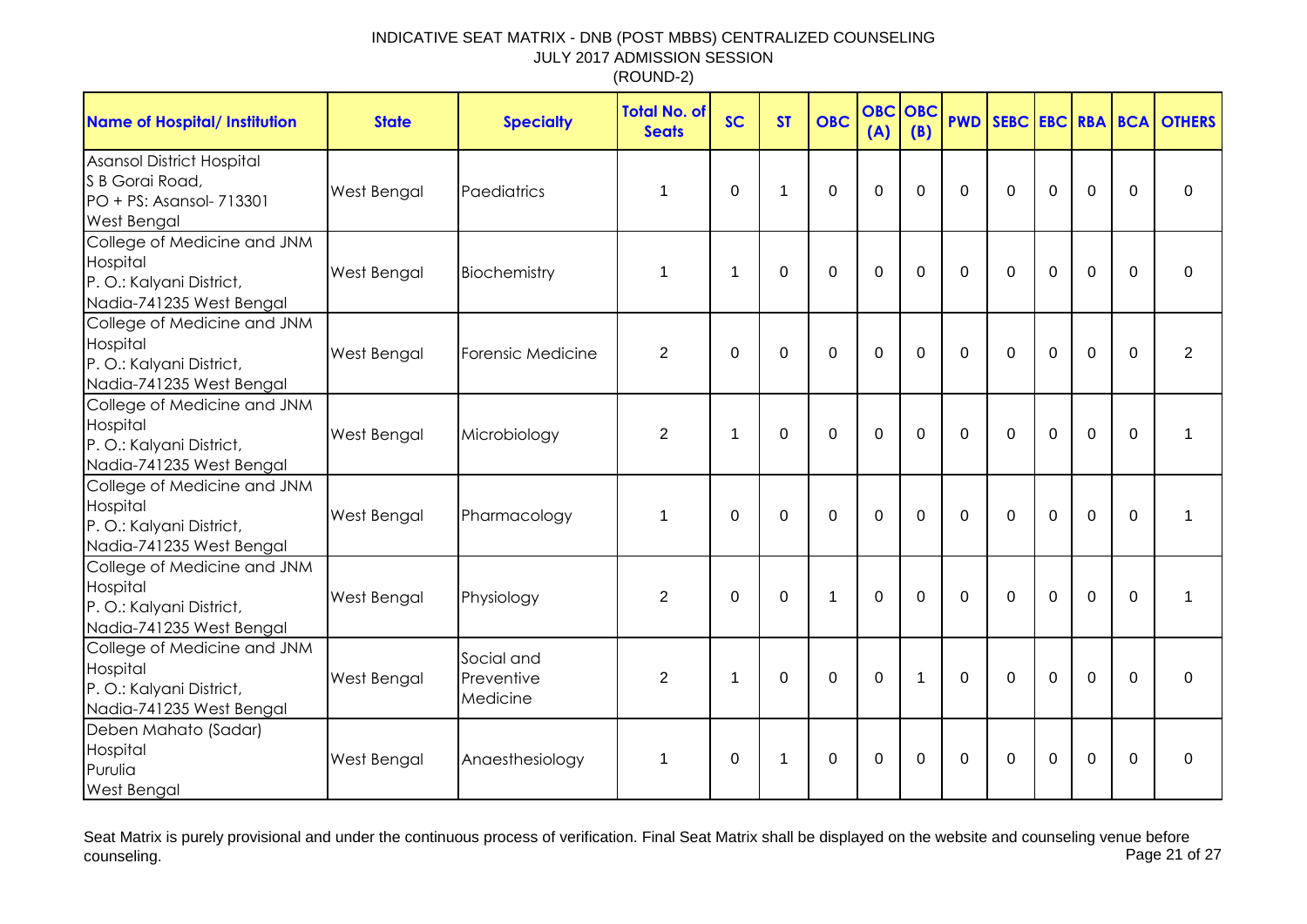INDICATIVE SEAT MATRIX - DNB (POST MBBS) CENTRALIZED COUNSELING
JULY 2017 ADMISSION SESSION
(ROUND-2)

| Name of Hospital/ Institution | State | Specialty | Total No. of Seats | SC | ST | OBC | OBC (A) | OBC (B) | PWD | SEBC | EBC | RBA | BCA | OTHERS |
|---|---|---|---|---|---|---|---|---|---|---|---|---|---|---|
| Asansol District Hospital S B Gorai Road, PO + PS: Asansol- 713301 West Bengal | West Bengal | Paediatrics | 1 | 0 | 1 | 0 | 0 | 0 | 0 | 0 | 0 | 0 | 0 | 0 |
| College of Medicine and JNM Hospital P. O.: Kalyani District, Nadia-741235 West Bengal | West Bengal | Biochemistry | 1 | 1 | 0 | 0 | 0 | 0 | 0 | 0 | 0 | 0 | 0 | 0 |
| College of Medicine and JNM Hospital P. O.: Kalyani District, Nadia-741235 West Bengal | West Bengal | Forensic Medicine | 2 | 0 | 0 | 0 | 0 | 0 | 0 | 0 | 0 | 0 | 0 | 2 |
| College of Medicine and JNM Hospital P. O.: Kalyani District, Nadia-741235 West Bengal | West Bengal | Microbiology | 2 | 1 | 0 | 0 | 0 | 0 | 0 | 0 | 0 | 0 | 0 | 1 |
| College of Medicine and JNM Hospital P. O.: Kalyani District, Nadia-741235 West Bengal | West Bengal | Pharmacology | 1 | 0 | 0 | 0 | 0 | 0 | 0 | 0 | 0 | 0 | 0 | 1 |
| College of Medicine and JNM Hospital P. O.: Kalyani District, Nadia-741235 West Bengal | West Bengal | Physiology | 2 | 0 | 0 | 1 | 0 | 0 | 0 | 0 | 0 | 0 | 0 | 1 |
| College of Medicine and JNM Hospital P. O.: Kalyani District, Nadia-741235 West Bengal | West Bengal | Social and Preventive Medicine | 2 | 1 | 0 | 0 | 0 | 1 | 0 | 0 | 0 | 0 | 0 | 0 |
| Deben Mahato (Sadar) Hospital Purulia West Bengal | West Bengal | Anaesthesiology | 1 | 0 | 1 | 0 | 0 | 0 | 0 | 0 | 0 | 0 | 0 | 0 |

Seat Matrix is purely provisional and under the continuous process of verification. Final Seat Matrix shall be displayed on the website and counseling venue before counseling.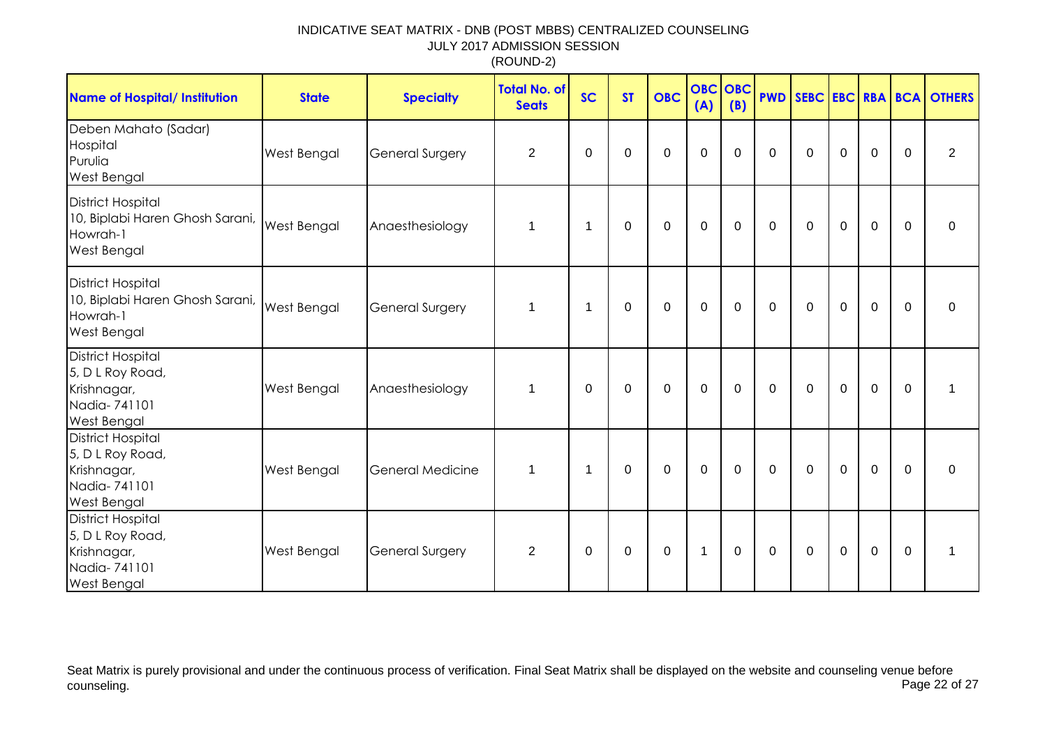INDICATIVE SEAT MATRIX - DNB (POST MBBS) CENTRALIZED COUNSELING
JULY 2017 ADMISSION SESSION
(ROUND-2)

| Name of Hospital/ Institution | State | Specialty | Total No. of Seats | SC | ST | OBC | OBC (A) | OBC (B) | PWD | SEBC | EBC | RBA | BCA | OTHERS |
|---|---|---|---|---|---|---|---|---|---|---|---|---|---|---|
| Deben Mahato (Sadar) Hospital Purulia West Bengal | West Bengal | General Surgery | 2 | 0 | 0 | 0 | 0 | 0 | 0 | 0 | 0 | 0 | 0 | 2 |
| District Hospital 10, Biplabi Haren Ghosh Sarani, Howrah-1 West Bengal | West Bengal | Anaesthesiology | 1 | 1 | 0 | 0 | 0 | 0 | 0 | 0 | 0 | 0 | 0 | 0 |
| District Hospital 10, Biplabi Haren Ghosh Sarani, Howrah-1 West Bengal | West Bengal | General Surgery | 1 | 1 | 0 | 0 | 0 | 0 | 0 | 0 | 0 | 0 | 0 | 0 |
| District Hospital 5, D L Roy Road, Krishnagar, Nadia- 741101 West Bengal | West Bengal | Anaesthesiology | 1 | 0 | 0 | 0 | 0 | 0 | 0 | 0 | 0 | 0 | 0 | 1 |
| District Hospital 5, D L Roy Road, Krishnagar, Nadia- 741101 West Bengal | West Bengal | General Medicine | 1 | 1 | 0 | 0 | 0 | 0 | 0 | 0 | 0 | 0 | 0 | 0 |
| District Hospital 5, D L Roy Road, Krishnagar, Nadia- 741101 West Bengal | West Bengal | General Surgery | 2 | 0 | 0 | 0 | 1 | 0 | 0 | 0 | 0 | 0 | 0 | 1 |

Seat Matrix is purely provisional and under the continuous process of verification. Final Seat Matrix shall be displayed on the website and counseling venue before counseling.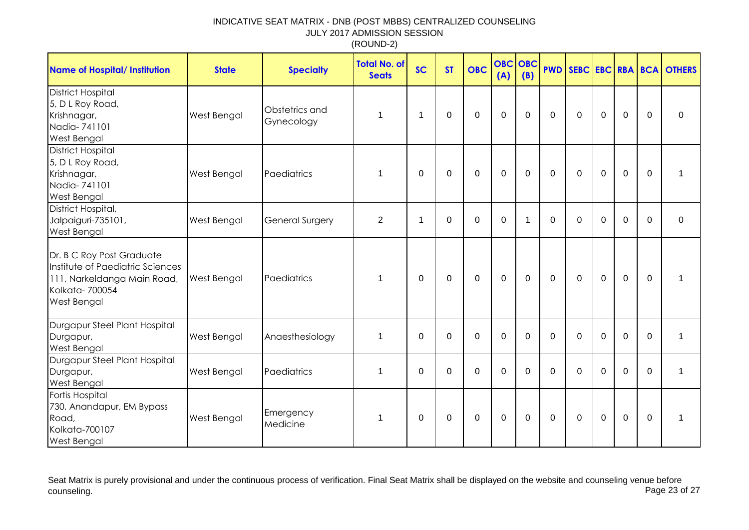INDICATIVE SEAT MATRIX - DNB (POST MBBS) CENTRALIZED COUNSELING
JULY 2017 ADMISSION SESSION
(ROUND-2)

| Name of Hospital/ Institution | State | Specialty | Total No. of Seats | SC | ST | OBC | OBC (A) | OBC (B) | PWD | SEBC | EBC | RBA | BCA | OTHERS |
|---|---|---|---|---|---|---|---|---|---|---|---|---|---|---|
| District Hospital 5, D L Roy Road, Krishnagar, Nadia- 741101 West Bengal | West Bengal | Obstetrics and Gynecology | 1 | 1 | 0 | 0 | 0 | 0 | 0 | 0 | 0 | 0 | 0 | 0 |
| District Hospital 5, D L Roy Road, Krishnagar, Nadia- 741101 West Bengal | West Bengal | Paediatrics | 1 | 0 | 0 | 0 | 0 | 0 | 0 | 0 | 0 | 0 | 0 | 1 |
| District Hospital, Jalpaiguri-735101, West Bengal | West Bengal | General Surgery | 2 | 1 | 0 | 0 | 0 | 1 | 0 | 0 | 0 | 0 | 0 | 0 |
| Dr. B C Roy Post Graduate Institute of Paediatric Sciences 111, Narkeldanga Main Road, Kolkata- 700054 West Bengal | West Bengal | Paediatrics | 1 | 0 | 0 | 0 | 0 | 0 | 0 | 0 | 0 | 0 | 0 | 1 |
| Durgapur Steel Plant Hospital Durgapur, West Bengal | West Bengal | Anaesthesiology | 1 | 0 | 0 | 0 | 0 | 0 | 0 | 0 | 0 | 0 | 0 | 1 |
| Durgapur Steel Plant Hospital Durgapur, West Bengal | West Bengal | Paediatrics | 1 | 0 | 0 | 0 | 0 | 0 | 0 | 0 | 0 | 0 | 0 | 1 |
| Fortis Hospital 730, Anandapur, EM Bypass Road, Kolkata-700107 West Bengal | West Bengal | Emergency Medicine | 1 | 0 | 0 | 0 | 0 | 0 | 0 | 0 | 0 | 0 | 0 | 1 |

Seat Matrix is purely provisional and under the continuous process of verification. Final Seat Matrix shall be displayed on the website and counseling venue before counseling.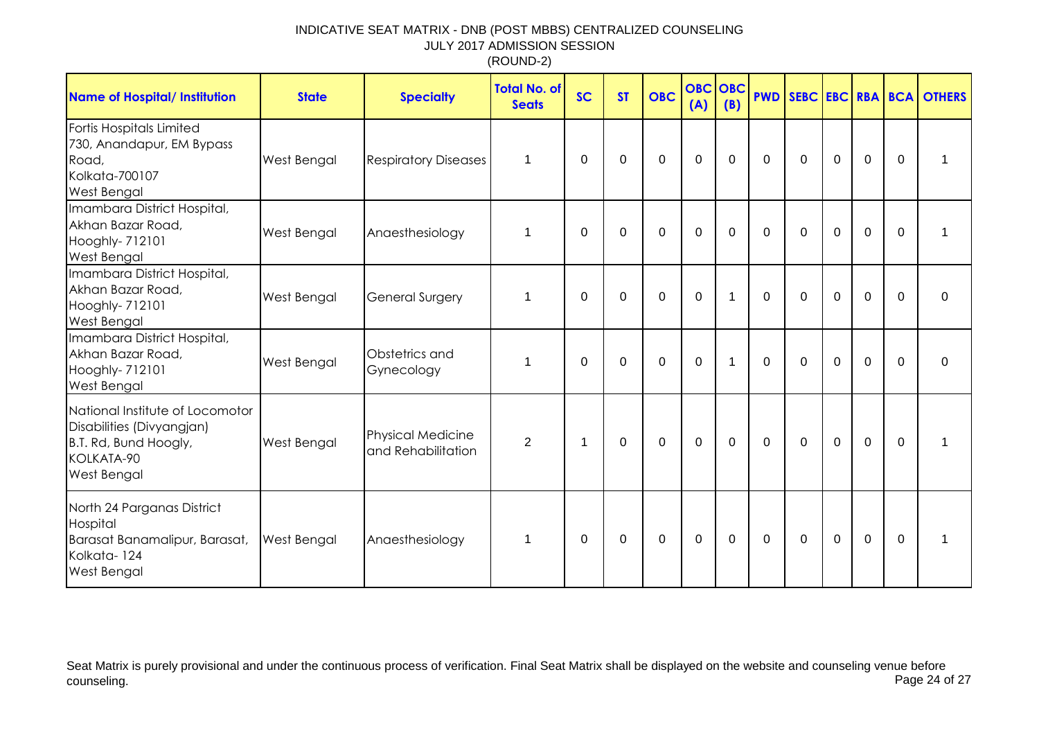# INDICATIVE SEAT MATRIX - DNB (POST MBBS) CENTRALIZED COUNSELING

## JULY 2017 ADMISSION SESSION

## (ROUND-2)

| Name of Hospital/ Institution | State | Specialty | Total No. of Seats | SC | ST | OBC | OBC (A) | OBC (B) | PWD | SEBC | EBC | RBA | BCA | OTHERS |
|---|---|---|---|---|---|---|---|---|---|---|---|---|---|---|
| Fortis Hospitals Limited 730, Anandapur, EM Bypass Road, Kolkata-700107 West Bengal | West Bengal | Respiratory Diseases | 1 | 0 | 0 | 0 | 0 | 0 | 0 | 0 | 0 | 0 | 0 | 1 |
| Imambara District Hospital, Akhan Bazar Road, Hooghly- 712101 West Bengal | West Bengal | Anaesthesiology | 1 | 0 | 0 | 0 | 0 | 0 | 0 | 0 | 0 | 0 | 0 | 1 |
| Imambara District Hospital, Akhan Bazar Road, Hooghly- 712101 West Bengal | West Bengal | General Surgery | 1 | 0 | 0 | 0 | 0 | 1 | 0 | 0 | 0 | 0 | 0 | 0 |
| Imambara District Hospital, Akhan Bazar Road, Hooghly- 712101 West Bengal | West Bengal | Obstetrics and Gynecology | 1 | 0 | 0 | 0 | 0 | 1 | 0 | 0 | 0 | 0 | 0 | 0 |
| National Institute of Locomotor Disabilities (Divyangjan) B.T. Rd, Bund Hoogly, KOLKATA-90 West Bengal | West Bengal | Physical Medicine and Rehabilitation | 2 | 1 | 0 | 0 | 0 | 0 | 0 | 0 | 0 | 0 | 0 | 1 |
| North 24 Parganas District Hospital Barasat Banamalipur, Barasat, Kolkata- 124 West Bengal | West Bengal | Anaesthesiology | 1 | 0 | 0 | 0 | 0 | 0 | 0 | 0 | 0 | 0 | 0 | 1 |

Seat Matrix is purely provisional and under the continuous process of verification. Final Seat Matrix shall be displayed on the website and counseling venue before counseling.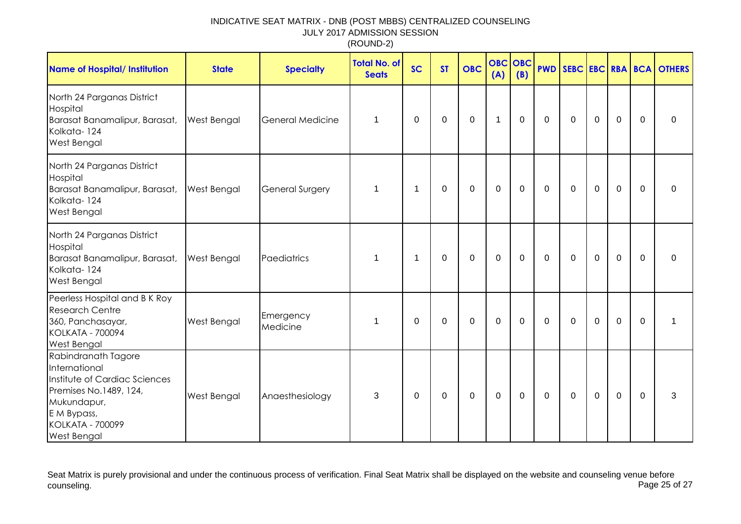INDICATIVE SEAT MATRIX - DNB (POST MBBS) CENTRALIZED COUNSELING
JULY 2017 ADMISSION SESSION
(ROUND-2)

| Name of Hospital/ Institution | State | Specialty | Total No. of Seats | SC | ST | OBC | OBC (A) | OBC (B) | PWD | SEBC | EBC | RBA | BCA | OTHERS |
|---|---|---|---|---|---|---|---|---|---|---|---|---|---|---|
| North 24 Parganas District Hospital Barasat Banamalipur, Barasat, Kolkata- 124 West Bengal | West Bengal | General Medicine | 1 | 0 | 0 | 0 | 1 | 0 | 0 | 0 | 0 | 0 | 0 | 0 |
| North 24 Parganas District Hospital Barasat Banamalipur, Barasat, Kolkata- 124 West Bengal | West Bengal | General Surgery | 1 | 1 | 0 | 0 | 0 | 0 | 0 | 0 | 0 | 0 | 0 | 0 |
| North 24 Parganas District Hospital Barasat Banamalipur, Barasat, Kolkata- 124 West Bengal | West Bengal | Paediatrics | 1 | 1 | 0 | 0 | 0 | 0 | 0 | 0 | 0 | 0 | 0 | 0 |
| Peerless Hospital and B K Roy Research Centre 360, Panchasayar, KOLKATA - 700094 West Bengal | West Bengal | Emergency Medicine | 1 | 0 | 0 | 0 | 0 | 0 | 0 | 0 | 0 | 0 | 0 | 1 |
| Rabindranath Tagore International Institute of Cardiac Sciences Premises No.1489, 124, Mukundapur, E M Bypass, KOLKATA - 700099 West Bengal | West Bengal | Anaesthesiology | 3 | 0 | 0 | 0 | 0 | 0 | 0 | 0 | 0 | 0 | 0 | 3 |

Seat Matrix is purely provisional and under the continuous process of verification. Final Seat Matrix shall be displayed on the website and counseling venue before counseling.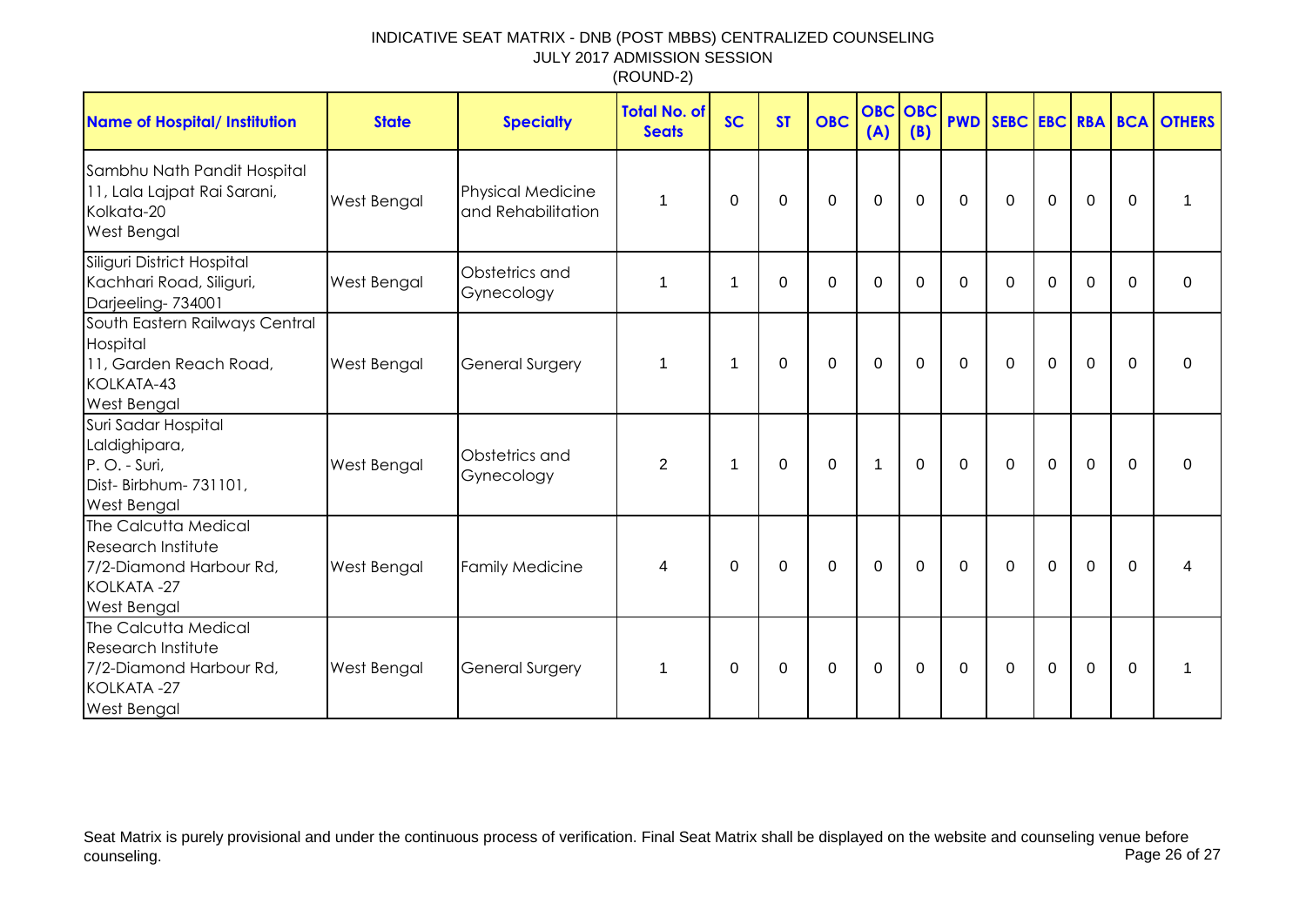INDICATIVE SEAT MATRIX - DNB (POST MBBS) CENTRALIZED COUNSELING
JULY 2017 ADMISSION SESSION
(ROUND-2)

| Name of Hospital/ Institution | State | Specialty | Total No. of Seats | SC | ST | OBC | OBC (A) | OBC (B) | PWD | SEBC | EBC | RBA | BCA | OTHERS |
|---|---|---|---|---|---|---|---|---|---|---|---|---|---|---|
| Sambhu Nath Pandit Hospital 11, Lala Lajpat Rai Sarani, Kolkata-20 West Bengal | West Bengal | Physical Medicine and Rehabilitation | 1 | 0 | 0 | 0 | 0 | 0 | 0 | 0 | 0 | 0 | 0 | 1 |
| Siliguri District Hospital Kachhari Road, Siliguri, Darjeeling- 734001 | West Bengal | Obstetrics and Gynecology | 1 | 1 | 0 | 0 | 0 | 0 | 0 | 0 | 0 | 0 | 0 | 0 |
| South Eastern Railways Central Hospital 11, Garden Reach Road, KOLKATA-43 West Bengal | West Bengal | General Surgery | 1 | 1 | 0 | 0 | 0 | 0 | 0 | 0 | 0 | 0 | 0 | 0 |
| Suri Sadar Hospital Laldighipara, P. O. - Suri, Dist- Birbhum- 731101, West Bengal | West Bengal | Obstetrics and Gynecology | 2 | 1 | 0 | 0 | 1 | 0 | 0 | 0 | 0 | 0 | 0 | 0 |
| The Calcutta Medical Research Institute 7/2-Diamond Harbour Rd, KOLKATA -27 West Bengal | West Bengal | Family Medicine | 4 | 0 | 0 | 0 | 0 | 0 | 0 | 0 | 0 | 0 | 0 | 4 |
| The Calcutta Medical Research Institute 7/2-Diamond Harbour Rd, KOLKATA -27 West Bengal | West Bengal | General Surgery | 1 | 0 | 0 | 0 | 0 | 0 | 0 | 0 | 0 | 0 | 0 | 1 |

Seat Matrix is purely provisional and under the continuous process of verification. Final Seat Matrix shall be displayed on the website and counseling venue before counseling.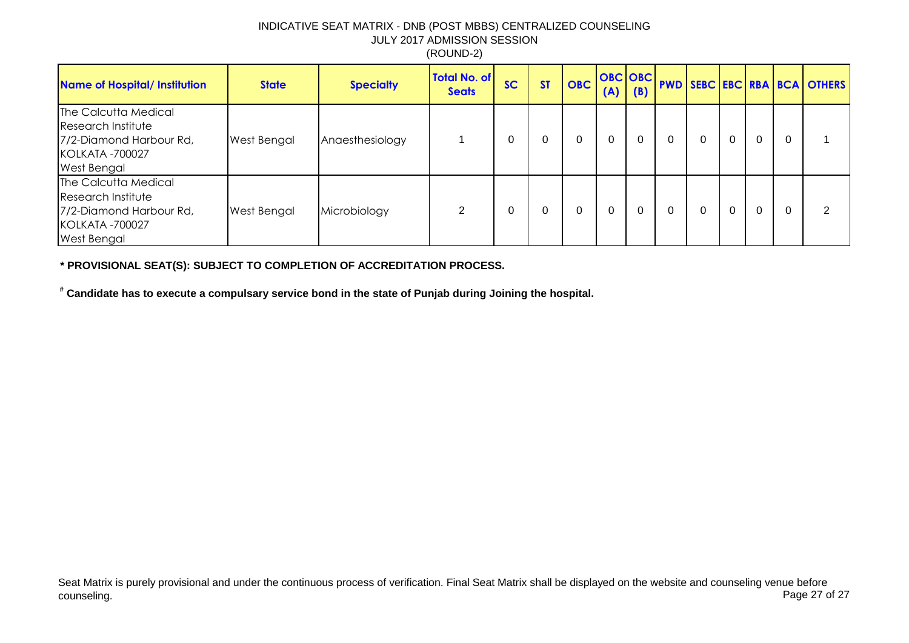# INDICATIVE SEAT MATRIX - DNB (POST MBBS) CENTRALIZED COUNSELING
## JULY 2017 ADMISSION SESSION
### (ROUND-2)

| Name of Hospital/ Institution | State | Specialty | Total No. of Seats | SC | ST | OBC | OBC (A) | OBC (B) | PWD | SEBC | EBC | RBA | BCA | OTHERS |
|---|---|---|---|---|---|---|---|---|---|---|---|---|---|---|
| The Calcutta Medical Research Institute 7/2-Diamond Harbour Rd, KOLKATA -700027 West Bengal | West Bengal | Anaesthesiology | 1 | 0 | 0 | 0 | 0 | 0 | 0 | 0 | 0 | 0 | 0 | 1 |
| The Calcutta Medical Research Institute 7/2-Diamond Harbour Rd, KOLKATA -700027 West Bengal | West Bengal | Microbiology | 2 | 0 | 0 | 0 | 0 | 0 | 0 | 0 | 0 | 0 | 0 | 2 |

**\* PROVISIONAL SEAT(S): SUBJECT TO COMPLETION OF ACCREDITATION PROCESS.**

**# Candidate has to execute a compulsary service bond in the state of Punjab during Joining the hospital.**

Seat Matrix is purely provisional and under the continuous process of verification. Final Seat Matrix shall be displayed on the website and counseling venue before counseling.